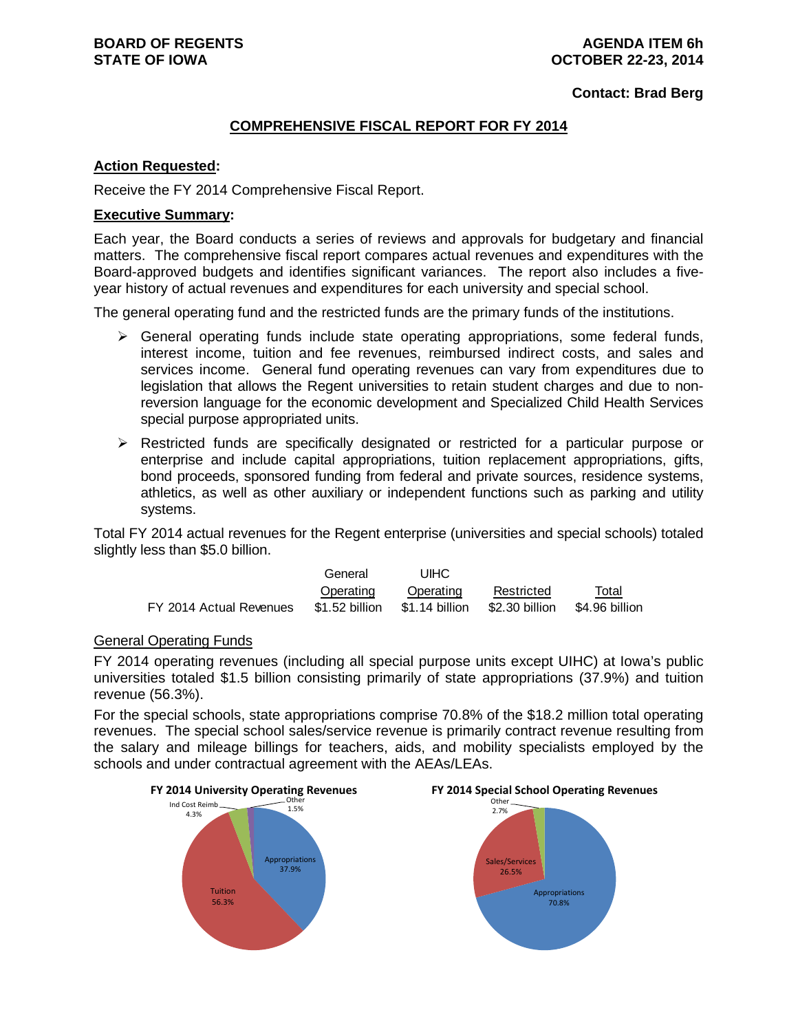**BOARD OF REGENTS**
**STATE OF IOWA**

**AGENDA ITEM 6h**
**OCTOBER 22-23, 2014**

**Contact: Brad Berg**

## COMPREHENSIVE FISCAL REPORT FOR FY 2014

**Action Requested:**

Receive the FY 2014 Comprehensive Fiscal Report.

**Executive Summary:**

Each year, the Board conducts a series of reviews and approvals for budgetary and financial matters. The comprehensive fiscal report compares actual revenues and expenditures with the Board-approved budgets and identifies significant variances. The report also includes a five-year history of actual revenues and expenditures for each university and special school.

The general operating fund and the restricted funds are the primary funds of the institutions.

- General operating funds include state operating appropriations, some federal funds, interest income, tuition and fee revenues, reimbursed indirect costs, and sales and services income. General fund operating revenues can vary from expenditures due to legislation that allows the Regent universities to retain student charges and due to non-reversion language for the economic development and Specialized Child Health Services special purpose appropriated units.
- Restricted funds are specifically designated or restricted for a particular purpose or enterprise and include capital appropriations, tuition replacement appropriations, gifts, bond proceeds, sponsored funding from federal and private sources, residence systems, athletics, as well as other auxiliary or independent functions such as parking and utility systems.

Total FY 2014 actual revenues for the Regent enterprise (universities and special schools) totaled slightly less than $5.0 billion.

| | General Operating | UIHC Operating | Restricted | Total |
|---|---|---|---|---|
| FY 2014 Actual Revenues | $1.52 billion | $1.14 billion | $2.30 billion | $4.96 billion |

General Operating Funds

FY 2014 operating revenues (including all special purpose units except UIHC) at Iowa's public universities totaled $1.5 billion consisting primarily of state appropriations (37.9%) and tuition revenue (56.3%).

For the special schools, state appropriations comprise 70.8% of the $18.2 million total operating revenues. The special school sales/service revenue is primarily contract revenue resulting from the salary and mileage billings for teachers, aids, and mobility specialists employed by the schools and under contractual agreement with the AEAs/LEAs.

**FY 2014 University Operating Revenues**

Appropriations 37.9%; Tuition 56.3%; Ind Cost Reimb 4.3%; Other 1.5%

**FY 2014 Special School Operating Revenues**

Appropriations 70.8%; Sales/Services 26.5%; Other 2.7%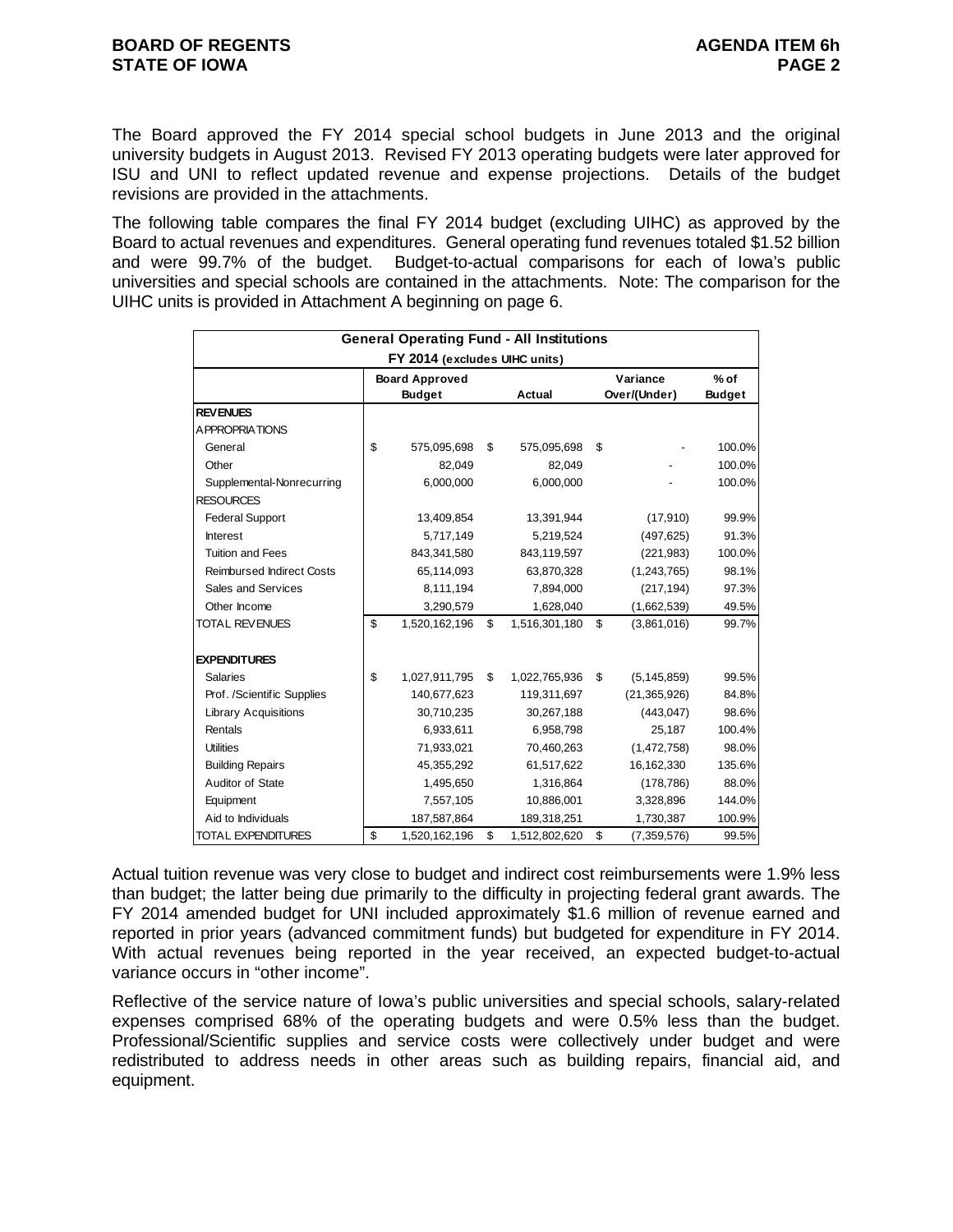The Board approved the FY 2014 special school budgets in June 2013 and the original university budgets in August 2013. Revised FY 2013 operating budgets were later approved for ISU and UNI to reflect updated revenue and expense projections. Details of the budget revisions are provided in the attachments.

The following table compares the final FY 2014 budget (excluding UIHC) as approved by the Board to actual revenues and expenditures. General operating fund revenues totaled $1.52 billion and were 99.7% of the budget. Budget-to-actual comparisons for each of Iowa's public universities and special schools are contained in the attachments. Note: The comparison for the UIHC units is provided in Attachment A beginning on page 6.

| General Operating Fund - All Institutions FY 2014 (excludes UIHC units) | | | | |
|---|---|---|---|---|
| | Board Approved Budget | Actual | Variance Over/(Under) | % of Budget |
| **REVENUES** | | | | |
| APPROPRIATIONS | | | | |
| General | $ 575,095,698 | $ 575,095,698 | $ - | 100.0% |
| Other | 82,049 | 82,049 | - | 100.0% |
| Supplemental-Nonrecurring | 6,000,000 | 6,000,000 | - | 100.0% |
| RESOURCES | | | | |
| Federal Support | 13,409,854 | 13,391,944 | (17,910) | 99.9% |
| Interest | 5,717,149 | 5,219,524 | (497,625) | 91.3% |
| Tuition and Fees | 843,341,580 | 843,119,597 | (221,983) | 100.0% |
| Reimbursed Indirect Costs | 65,114,093 | 63,870,328 | (1,243,765) | 98.1% |
| Sales and Services | 8,111,194 | 7,894,000 | (217,194) | 97.3% |
| Other Income | 3,290,579 | 1,628,040 | (1,662,539) | 49.5% |
| TOTAL REVENUES | $ 1,520,162,196 | $ 1,516,301,180 | $ (3,861,016) | 99.7% |
| | | | | |
| **EXPENDITURES** | | | | |
| Salaries | $ 1,027,911,795 | $ 1,022,765,936 | $ (5,145,859) | 99.5% |
| Prof. /Scientific Supplies | 140,677,623 | 119,311,697 | (21,365,926) | 84.8% |
| Library Acquisitions | 30,710,235 | 30,267,188 | (443,047) | 98.6% |
| Rentals | 6,933,611 | 6,958,798 | 25,187 | 100.4% |
| Utilities | 71,933,021 | 70,460,263 | (1,472,758) | 98.0% |
| Building Repairs | 45,355,292 | 61,517,622 | 16,162,330 | 135.6% |
| Auditor of State | 1,495,650 | 1,316,864 | (178,786) | 88.0% |
| Equipment | 7,557,105 | 10,886,001 | 3,328,896 | 144.0% |
| Aid to Individuals | 187,587,864 | 189,318,251 | 1,730,387 | 100.9% |
| TOTAL EXPENDITURES | $ 1,520,162,196 | $ 1,512,802,620 | $ (7,359,576) | 99.5% |

Actual tuition revenue was very close to budget and indirect cost reimbursements were 1.9% less than budget; the latter being due primarily to the difficulty in projecting federal grant awards. The FY 2014 amended budget for UNI included approximately $1.6 million of revenue earned and reported in prior years (advanced commitment funds) but budgeted for expenditure in FY 2014. With actual revenues being reported in the year received, an expected budget-to-actual variance occurs in "other income".

Reflective of the service nature of Iowa's public universities and special schools, salary-related expenses comprised 68% of the operating budgets and were 0.5% less than the budget. Professional/Scientific supplies and service costs were collectively under budget and were redistributed to address needs in other areas such as building repairs, financial aid, and equipment.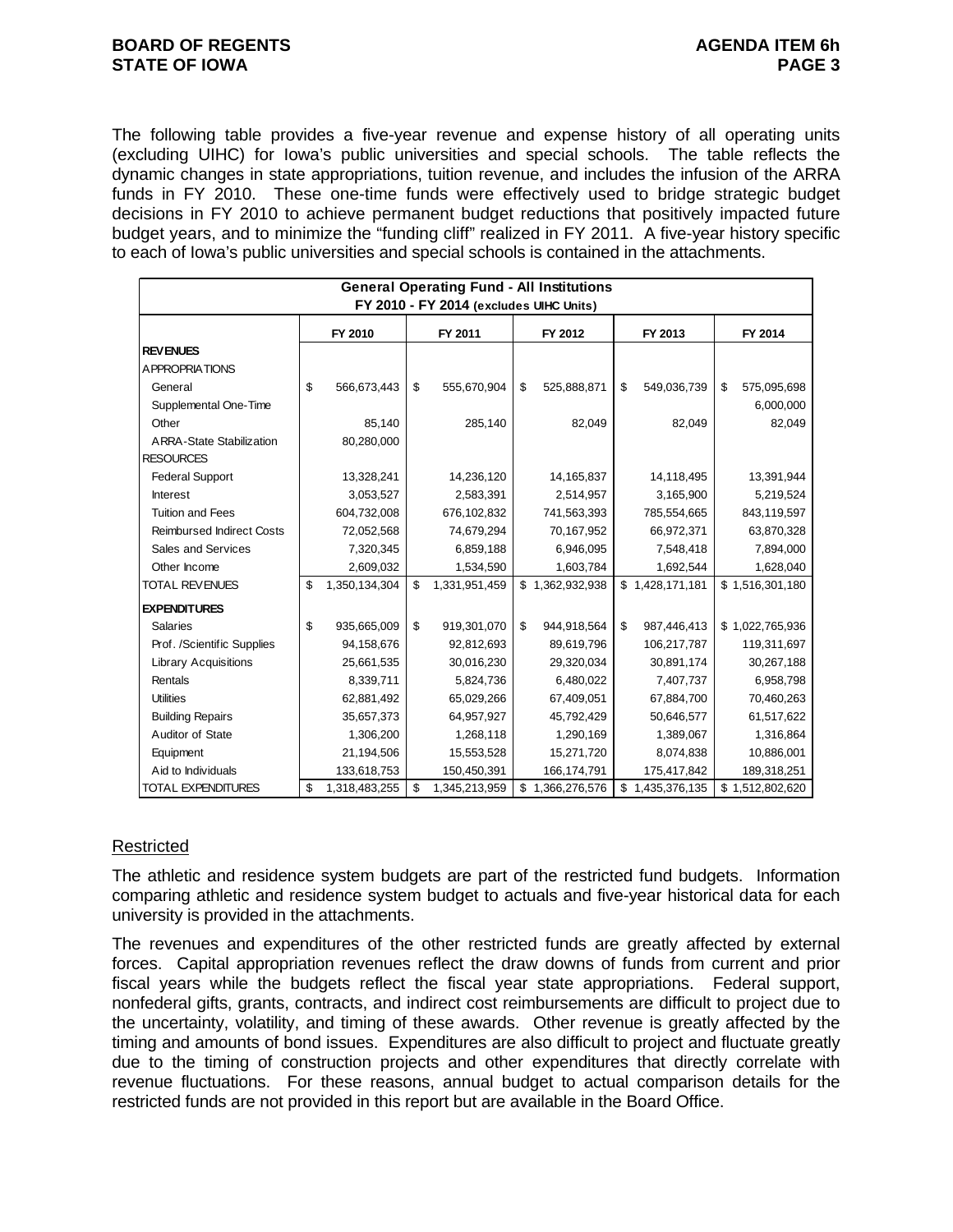The following table provides a five-year revenue and expense history of all operating units (excluding UIHC) for Iowa's public universities and special schools. The table reflects the dynamic changes in state appropriations, tuition revenue, and includes the infusion of the ARRA funds in FY 2010. These one-time funds were effectively used to bridge strategic budget decisions in FY 2010 to achieve permanent budget reductions that positively impacted future budget years, and to minimize the "funding cliff" realized in FY 2011. A five-year history specific to each of Iowa's public universities and special schools is contained in the attachments.

| General Operating Fund - All Institutions FY 2010 - FY 2014 (excludes UIHC Units) | | | | | |
|---|---|---|---|---|---|
| | FY 2010 | FY 2011 | FY 2012 | FY 2013 | FY 2014 |
| **REVENUES** | | | | | |
| APPROPRIATIONS | | | | | |
| General | $ 566,673,443 | $ 555,670,904 | $ 525,888,871 | $ 549,036,739 | $ 575,095,698 |
| Supplemental One-Time | | | | | 6,000,000 |
| Other | 85,140 | 285,140 | 82,049 | 82,049 | 82,049 |
| ARRA-State Stabilization | 80,280,000 | | | | |
| RESOURCES | | | | | |
| Federal Support | 13,328,241 | 14,236,120 | 14,165,837 | 14,118,495 | 13,391,944 |
| Interest | 3,053,527 | 2,583,391 | 2,514,957 | 3,165,900 | 5,219,524 |
| Tuition and Fees | 604,732,008 | 676,102,832 | 741,563,393 | 785,554,665 | 843,119,597 |
| Reimbursed Indirect Costs | 72,052,568 | 74,679,294 | 70,167,952 | 66,972,371 | 63,870,328 |
| Sales and Services | 7,320,345 | 6,859,188 | 6,946,095 | 7,548,418 | 7,894,000 |
| Other Income | 2,609,032 | 1,534,590 | 1,603,784 | 1,692,544 | 1,628,040 |
| TOTAL REVENUES | $ 1,350,134,304 | $ 1,331,951,459 | $ 1,362,932,938 | $ 1,428,171,181 | $ 1,516,301,180 |
| **EXPENDITURES** | | | | | |
| Salaries | $ 935,665,009 | $ 919,301,070 | $ 944,918,564 | $ 987,446,413 | $ 1,022,765,936 |
| Prof. /Scientific Supplies | 94,158,676 | 92,812,693 | 89,619,796 | 106,217,787 | 119,311,697 |
| Library Acquisitions | 25,661,535 | 30,016,230 | 29,320,034 | 30,891,174 | 30,267,188 |
| Rentals | 8,339,711 | 5,824,736 | 6,480,022 | 7,407,737 | 6,958,798 |
| Utilities | 62,881,492 | 65,029,266 | 67,409,051 | 67,884,700 | 70,460,263 |
| Building Repairs | 35,657,373 | 64,957,927 | 45,792,429 | 50,646,577 | 61,517,622 |
| Auditor of State | 1,306,200 | 1,268,118 | 1,290,169 | 1,389,067 | 1,316,864 |
| Equipment | 21,194,506 | 15,553,528 | 15,271,720 | 8,074,838 | 10,886,001 |
| Aid to Individuals | 133,618,753 | 150,450,391 | 166,174,791 | 175,417,842 | 189,318,251 |
| TOTAL EXPENDITURES | $ 1,318,483,255 | $ 1,345,213,959 | $ 1,366,276,576 | $ 1,435,376,135 | $ 1,512,802,620 |

## Restricted

The athletic and residence system budgets are part of the restricted fund budgets. Information comparing athletic and residence system budget to actuals and five-year historical data for each university is provided in the attachments.

The revenues and expenditures of the other restricted funds are greatly affected by external forces. Capital appropriation revenues reflect the draw downs of funds from current and prior fiscal years while the budgets reflect the fiscal year state appropriations. Federal support, nonfederal gifts, grants, contracts, and indirect cost reimbursements are difficult to project due to the uncertainty, volatility, and timing of these awards. Other revenue is greatly affected by the timing and amounts of bond issues. Expenditures are also difficult to project and fluctuate greatly due to the timing of construction projects and other expenditures that directly correlate with revenue fluctuations. For these reasons, annual budget to actual comparison details for the restricted funds are not provided in this report but are available in the Board Office.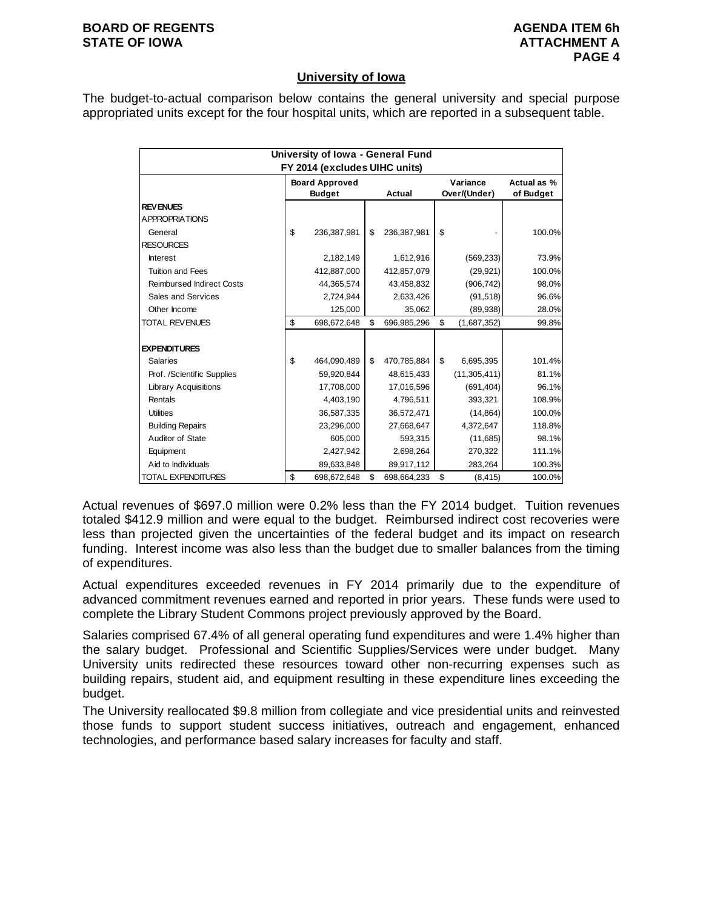## University of Iowa

The budget-to-actual comparison below contains the general university and special purpose appropriated units except for the four hospital units, which are reported in a subsequent table.

| University of Iowa - General Fund FY 2014 (excludes UIHC units) | | | | |
|---|---|---|---|---|
| | Board Approved Budget | Actual | Variance Over/(Under) | Actual as % of Budget |
| **REVENUES** | | | | |
| APPROPRIATIONS | | | | |
| General | $ 236,387,981 | $ 236,387,981 | $ - | 100.0% |
| RESOURCES | | | | |
| Interest | 2,182,149 | 1,612,916 | (569,233) | 73.9% |
| Tuition and Fees | 412,887,000 | 412,857,079 | (29,921) | 100.0% |
| Reimbursed Indirect Costs | 44,365,574 | 43,458,832 | (906,742) | 98.0% |
| Sales and Services | 2,724,944 | 2,633,426 | (91,518) | 96.6% |
| Other Income | 125,000 | 35,062 | (89,938) | 28.0% |
| TOTAL REVENUES | $ 698,672,648 | $ 696,985,296 | $ (1,687,352) | 99.8% |
| | | | | |
| **EXPENDITURES** | | | | |
| Salaries | $ 464,090,489 | $ 470,785,884 | $ 6,695,395 | 101.4% |
| Prof. /Scientific Supplies | 59,920,844 | 48,615,433 | (11,305,411) | 81.1% |
| Library Acquisitions | 17,708,000 | 17,016,596 | (691,404) | 96.1% |
| Rentals | 4,403,190 | 4,796,511 | 393,321 | 108.9% |
| Utilities | 36,587,335 | 36,572,471 | (14,864) | 100.0% |
| Building Repairs | 23,296,000 | 27,668,647 | 4,372,647 | 118.8% |
| Auditor of State | 605,000 | 593,315 | (11,685) | 98.1% |
| Equipment | 2,427,942 | 2,698,264 | 270,322 | 111.1% |
| Aid to Individuals | 89,633,848 | 89,917,112 | 283,264 | 100.3% |
| TOTAL EXPENDITURES | $ 698,672,648 | $ 698,664,233 | $ (8,415) | 100.0% |

Actual revenues of $697.0 million were 0.2% less than the FY 2014 budget. Tuition revenues totaled $412.9 million and were equal to the budget. Reimbursed indirect cost recoveries were less than projected given the uncertainties of the federal budget and its impact on research funding. Interest income was also less than the budget due to smaller balances from the timing of expenditures.

Actual expenditures exceeded revenues in FY 2014 primarily due to the expenditure of advanced commitment revenues earned and reported in prior years. These funds were used to complete the Library Student Commons project previously approved by the Board.

Salaries comprised 67.4% of all general operating fund expenditures and were 1.4% higher than the salary budget. Professional and Scientific Supplies/Services were under budget. Many University units redirected these resources toward other non-recurring expenses such as building repairs, student aid, and equipment resulting in these expenditure lines exceeding the budget.

The University reallocated $9.8 million from collegiate and vice presidential units and reinvested those funds to support student success initiatives, outreach and engagement, enhanced technologies, and performance based salary increases for faculty and staff.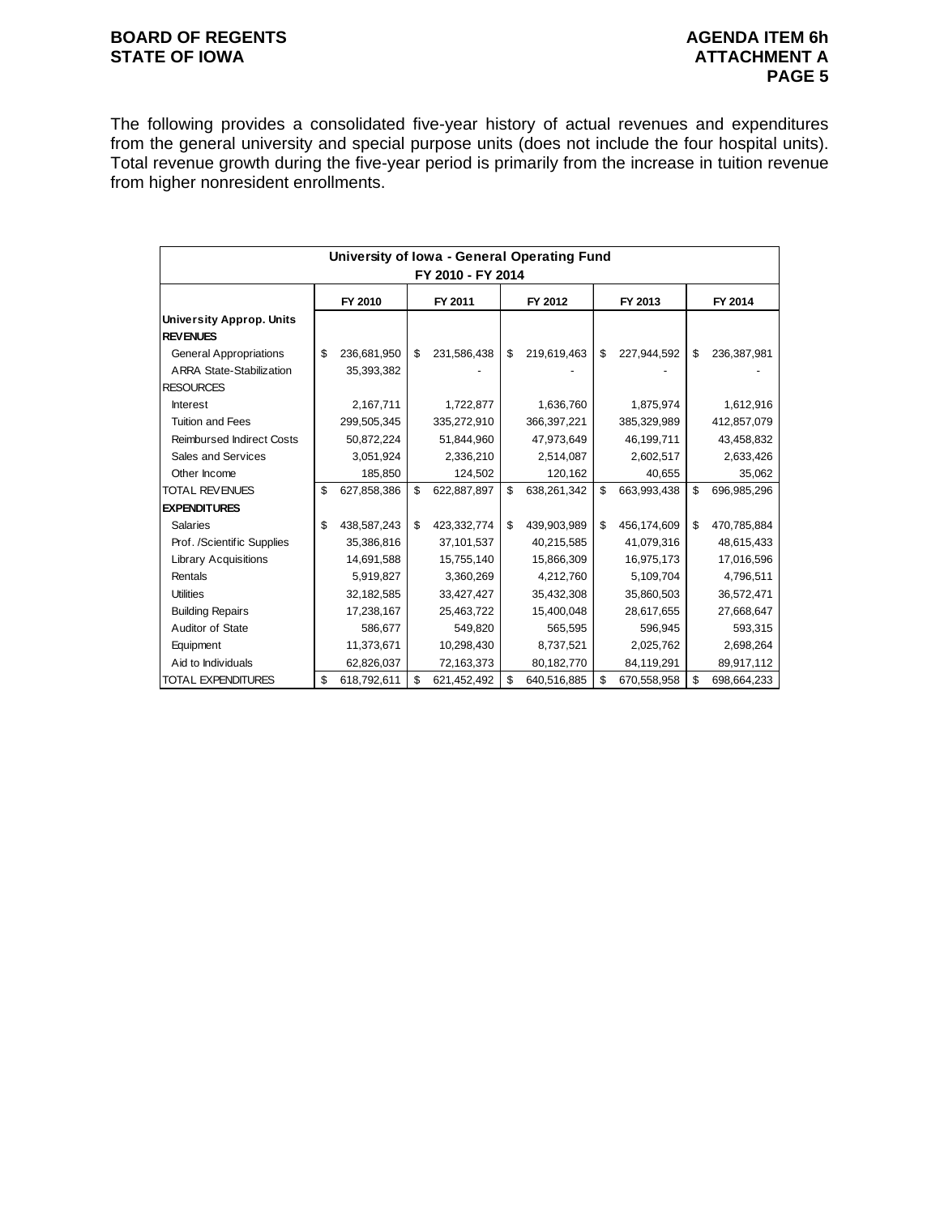The following provides a consolidated five-year history of actual revenues and expenditures from the general university and special purpose units (does not include the four hospital units). Total revenue growth during the five-year period is primarily from the increase in tuition revenue from higher nonresident enrollments.

| University of Iowa - General Operating Fund FY 2010 - FY 2014 | | | | | |
|---|---|---|---|---|---|
| | FY 2010 | FY 2011 | FY 2012 | FY 2013 | FY 2014 |
| **University Approp. Units** | | | | | |
| **REVENUES** | | | | | |
| General Appropriations | $ 236,681,950 | $ 231,586,438 | $ 219,619,463 | $ 227,944,592 | $ 236,387,981 |
| ARRA State-Stabilization | 35,393,382 | - | - | - | - |
| RESOURCES | | | | | |
| Interest | 2,167,711 | 1,722,877 | 1,636,760 | 1,875,974 | 1,612,916 |
| Tuition and Fees | 299,505,345 | 335,272,910 | 366,397,221 | 385,329,989 | 412,857,079 |
| Reimbursed Indirect Costs | 50,872,224 | 51,844,960 | 47,973,649 | 46,199,711 | 43,458,832 |
| Sales and Services | 3,051,924 | 2,336,210 | 2,514,087 | 2,602,517 | 2,633,426 |
| Other Income | 185,850 | 124,502 | 120,162 | 40,655 | 35,062 |
| TOTAL REVENUES | $ 627,858,386 | $ 622,887,897 | $ 638,261,342 | $ 663,993,438 | $ 696,985,296 |
| **EXPENDITURES** | | | | | |
| Salaries | $ 438,587,243 | $ 423,332,774 | $ 439,903,989 | $ 456,174,609 | $ 470,785,884 |
| Prof. /Scientific Supplies | 35,386,816 | 37,101,537 | 40,215,585 | 41,079,316 | 48,615,433 |
| Library Acquisitions | 14,691,588 | 15,755,140 | 15,866,309 | 16,975,173 | 17,016,596 |
| Rentals | 5,919,827 | 3,360,269 | 4,212,760 | 5,109,704 | 4,796,511 |
| Utilities | 32,182,585 | 33,427,427 | 35,432,308 | 35,860,503 | 36,572,471 |
| Building Repairs | 17,238,167 | 25,463,722 | 15,400,048 | 28,617,655 | 27,668,647 |
| Auditor of State | 586,677 | 549,820 | 565,595 | 596,945 | 593,315 |
| Equipment | 11,373,671 | 10,298,430 | 8,737,521 | 2,025,762 | 2,698,264 |
| Aid to Individuals | 62,826,037 | 72,163,373 | 80,182,770 | 84,119,291 | 89,917,112 |
| TOTAL EXPENDITURES | $ 618,792,611 | $ 621,452,492 | $ 640,516,885 | $ 670,558,958 | $ 698,664,233 |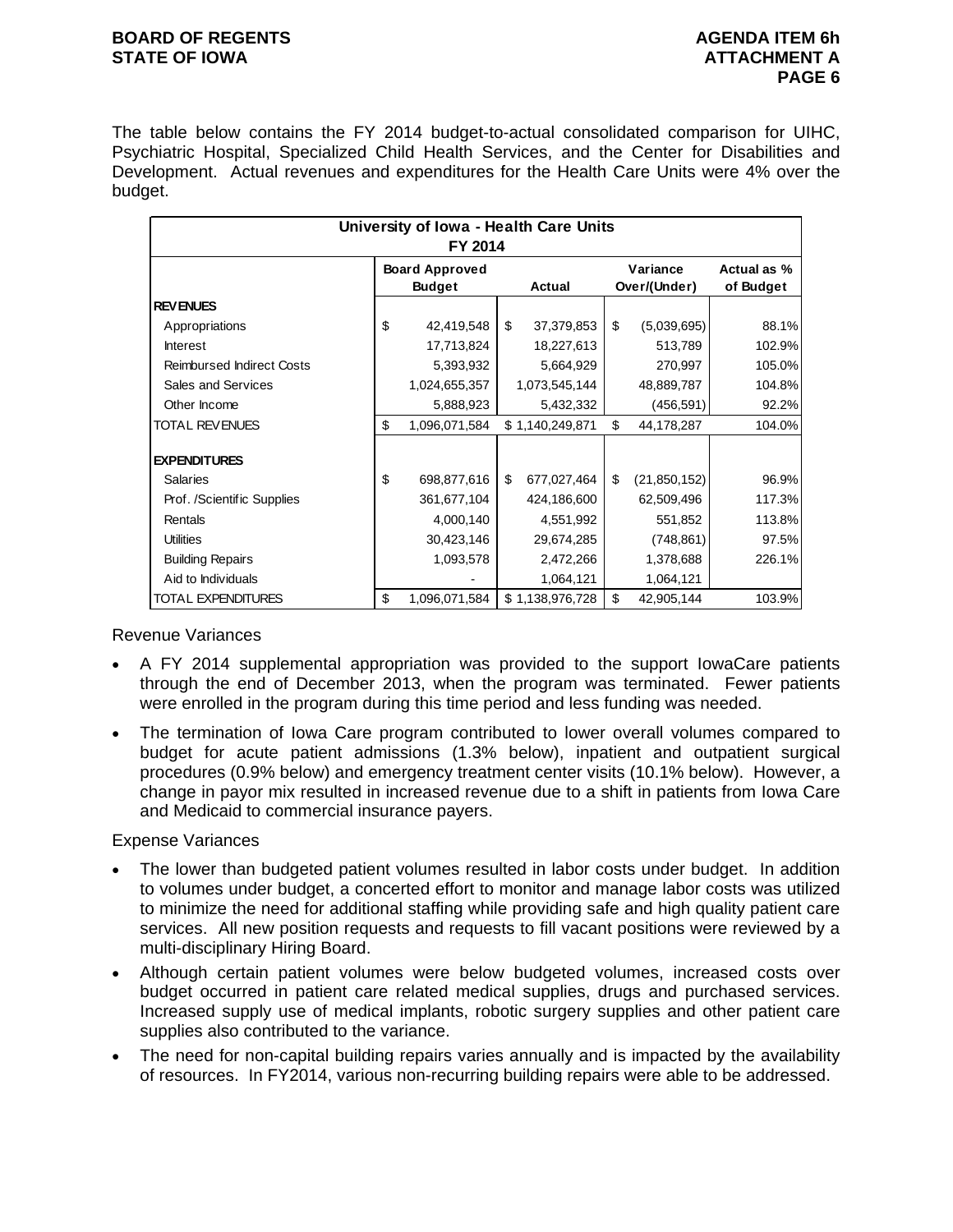The table below contains the FY 2014 budget-to-actual consolidated comparison for UIHC, Psychiatric Hospital, Specialized Child Health Services, and the Center for Disabilities and Development. Actual revenues and expenditures for the Health Care Units were 4% over the budget.

| University of Iowa - Health Care Units FY 2014 | | | | |
|---|---|---|---|---|
| | Board Approved Budget | Actual | Variance Over/(Under) | Actual as % of Budget |
| **REVENUES** | | | | |
| Appropriations | $ 42,419,548 | $ 37,379,853 | $ (5,039,695) | 88.1% |
| Interest | 17,713,824 | 18,227,613 | 513,789 | 102.9% |
| Reimbursed Indirect Costs | 5,393,932 | 5,664,929 | 270,997 | 105.0% |
| Sales and Services | 1,024,655,357 | 1,073,545,144 | 48,889,787 | 104.8% |
| Other Income | 5,888,923 | 5,432,332 | (456,591) | 92.2% |
| TOTAL REVENUES | $ 1,096,071,584 | $ 1,140,249,871 | $ 44,178,287 | 104.0% |
| **EXPENDITURES** | | | | |
| Salaries | $ 698,877,616 | $ 677,027,464 | $ (21,850,152) | 96.9% |
| Prof. /Scientific Supplies | 361,677,104 | 424,186,600 | 62,509,496 | 117.3% |
| Rentals | 4,000,140 | 4,551,992 | 551,852 | 113.8% |
| Utilities | 30,423,146 | 29,674,285 | (748,861) | 97.5% |
| Building Repairs | 1,093,578 | 2,472,266 | 1,378,688 | 226.1% |
| Aid to Individuals | - | 1,064,121 | 1,064,121 | |
| TOTAL EXPENDITURES | $ 1,096,071,584 | $ 1,138,976,728 | $ 42,905,144 | 103.9% |

Revenue Variances

- A FY 2014 supplemental appropriation was provided to the support IowaCare patients through the end of December 2013, when the program was terminated. Fewer patients were enrolled in the program during this time period and less funding was needed.
- The termination of Iowa Care program contributed to lower overall volumes compared to budget for acute patient admissions (1.3% below), inpatient and outpatient surgical procedures (0.9% below) and emergency treatment center visits (10.1% below). However, a change in payor mix resulted in increased revenue due to a shift in patients from Iowa Care and Medicaid to commercial insurance payers.

Expense Variances

- The lower than budgeted patient volumes resulted in labor costs under budget. In addition to volumes under budget, a concerted effort to monitor and manage labor costs was utilized to minimize the need for additional staffing while providing safe and high quality patient care services. All new position requests and requests to fill vacant positions were reviewed by a multi-disciplinary Hiring Board.
- Although certain patient volumes were below budgeted volumes, increased costs over budget occurred in patient care related medical supplies, drugs and purchased services. Increased supply use of medical implants, robotic surgery supplies and other patient care supplies also contributed to the variance.
- The need for non-capital building repairs varies annually and is impacted by the availability of resources. In FY2014, various non-recurring building repairs were able to be addressed.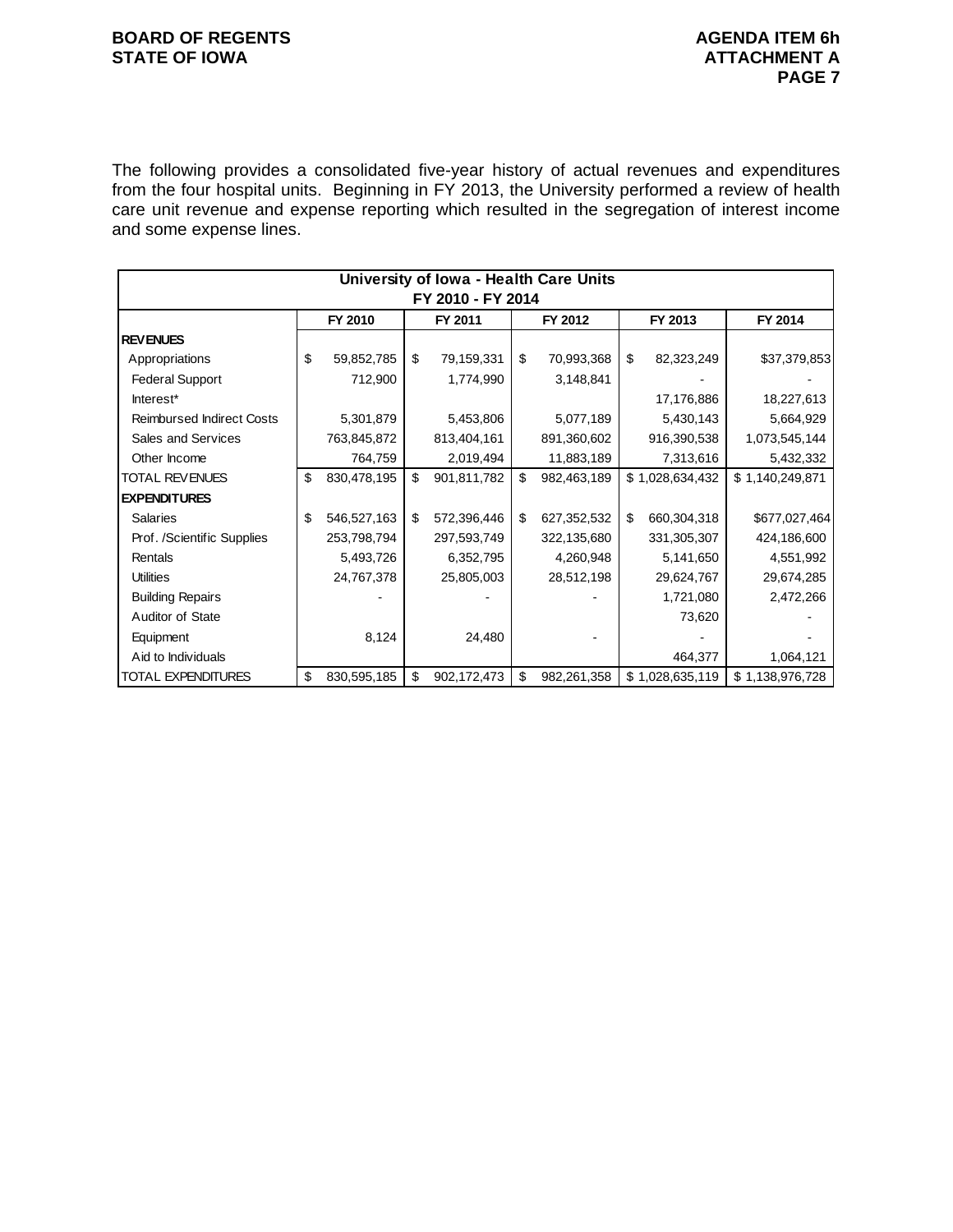The following provides a consolidated five-year history of actual revenues and expenditures from the four hospital units. Beginning in FY 2013, the University performed a review of health care unit revenue and expense reporting which resulted in the segregation of interest income and some expense lines.

| University of Iowa - Health Care Units<br>FY 2010 - FY 2014 | | | | | |
|---|---|---|---|---|---|
| | FY 2010 | FY 2011 | FY 2012 | FY 2013 | FY 2014 |
| **REVENUES** | | | | | |
| Appropriations | $ 59,852,785 | $ 79,159,331 | $ 70,993,368 | $ 82,323,249 | $37,379,853 |
| Federal Support | 712,900 | 1,774,990 | 3,148,841 | - | - |
| Interest* | | | | 17,176,886 | 18,227,613 |
| Reimbursed Indirect Costs | 5,301,879 | 5,453,806 | 5,077,189 | 5,430,143 | 5,664,929 |
| Sales and Services | 763,845,872 | 813,404,161 | 891,360,602 | 916,390,538 | 1,073,545,144 |
| Other Income | 764,759 | 2,019,494 | 11,883,189 | 7,313,616 | 5,432,332 |
| TOTAL REVENUES | $ 830,478,195 | $ 901,811,782 | $ 982,463,189 | $ 1,028,634,432 | $ 1,140,249,871 |
| **EXPENDITURES** | | | | | |
| Salaries | $ 546,527,163 | $ 572,396,446 | $ 627,352,532 | $ 660,304,318 | $677,027,464 |
| Prof. /Scientific Supplies | 253,798,794 | 297,593,749 | 322,135,680 | 331,305,307 | 424,186,600 |
| Rentals | 5,493,726 | 6,352,795 | 4,260,948 | 5,141,650 | 4,551,992 |
| Utilities | 24,767,378 | 25,805,003 | 28,512,198 | 29,624,767 | 29,674,285 |
| Building Repairs | - | - | - | 1,721,080 | 2,472,266 |
| Auditor of State | | | | 73,620 | - |
| Equipment | 8,124 | 24,480 | - | - | - |
| Aid to Individuals | | | | 464,377 | 1,064,121 |
| TOTAL EXPENDITURES | $ 830,595,185 | $ 902,172,473 | $ 982,261,358 | $ 1,028,635,119 | $ 1,138,976,728 |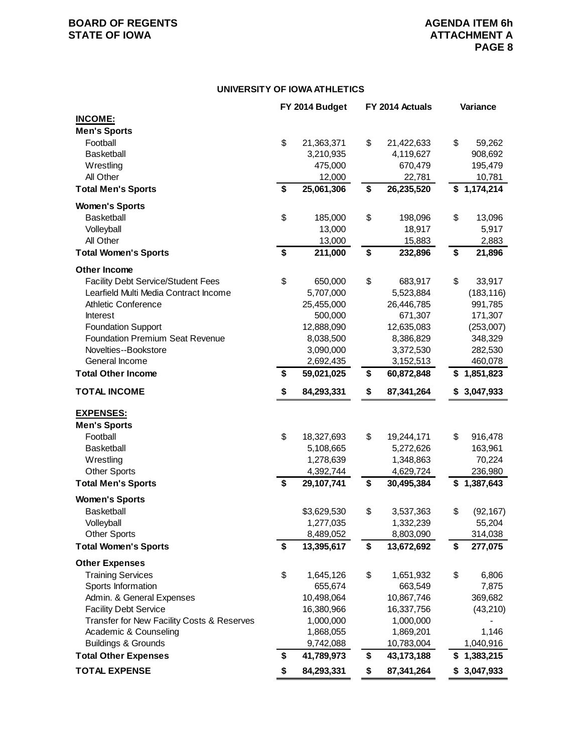## UNIVERSITY OF IOWA ATHLETICS

| | FY 2014 Budget | FY 2014 Actuals | Variance |
|---|---|---|---|
| **INCOME:** | | | |
| **Men's Sports** | | | |
| Football | $ 21,363,371 | $ 21,422,633 | $ 59,262 |
| Basketball | 3,210,935 | 4,119,627 | 908,692 |
| Wrestling | 475,000 | 670,479 | 195,479 |
| All Other | 12,000 | 22,781 | 10,781 |
| **Total Men's Sports** | **$ 25,061,306** | **$ 26,235,520** | **$ 1,174,214** |
| **Women's Sports** | | | |
| Basketball | $ 185,000 | $ 198,096 | $ 13,096 |
| Volleyball | 13,000 | 18,917 | 5,917 |
| All Other | 13,000 | 15,883 | 2,883 |
| **Total Women's Sports** | **$ 211,000** | **$ 232,896** | **$ 21,896** |
| **Other Income** | | | |
| Facility Debt Service/Student Fees | $ 650,000 | $ 683,917 | $ 33,917 |
| Learfield Multi Media Contract Income | 5,707,000 | 5,523,884 | (183,116) |
| Athletic Conference | 25,455,000 | 26,446,785 | 991,785 |
| Interest | 500,000 | 671,307 | 171,307 |
| Foundation Support | 12,888,090 | 12,635,083 | (253,007) |
| Foundation Premium Seat Revenue | 8,038,500 | 8,386,829 | 348,329 |
| Novelties--Bookstore | 3,090,000 | 3,372,530 | 282,530 |
| General Income | 2,692,435 | 3,152,513 | 460,078 |
| **Total Other Income** | **$ 59,021,025** | **$ 60,872,848** | **$ 1,851,823** |
| **TOTAL INCOME** | **$ 84,293,331** | **$ 87,341,264** | **$ 3,047,933** |
| **EXPENSES:** | | | |
| **Men's Sports** | | | |
| Football | $ 18,327,693 | $ 19,244,171 | $ 916,478 |
| Basketball | 5,108,665 | 5,272,626 | 163,961 |
| Wrestling | 1,278,639 | 1,348,863 | 70,224 |
| Other Sports | 4,392,744 | 4,629,724 | 236,980 |
| **Total Men's Sports** | **$ 29,107,741** | **$ 30,495,384** | **$ 1,387,643** |
| **Women's Sports** | | | |
| Basketball | $3,629,530 | $ 3,537,363 | $ (92,167) |
| Volleyball | 1,277,035 | 1,332,239 | 55,204 |
| Other Sports | 8,489,052 | 8,803,090 | 314,038 |
| **Total Women's Sports** | **$ 13,395,617** | **$ 13,672,692** | **$ 277,075** |
| **Other Expenses** | | | |
| Training Services | $ 1,645,126 | $ 1,651,932 | $ 6,806 |
| Sports Information | 655,674 | 663,549 | 7,875 |
| Admin. & General Expenses | 10,498,064 | 10,867,746 | 369,682 |
| Facility Debt Service | 16,380,966 | 16,337,756 | (43,210) |
| Transfer for New Facility Costs & Reserves | 1,000,000 | 1,000,000 | - |
| Academic & Counseling | 1,868,055 | 1,869,201 | 1,146 |
| Buildings & Grounds | 9,742,088 | 10,783,004 | 1,040,916 |
| **Total Other Expenses** | **$ 41,789,973** | **$ 43,173,188** | **$ 1,383,215** |
| **TOTAL EXPENSE** | **$ 84,293,331** | **$ 87,341,264** | **$ 3,047,933** |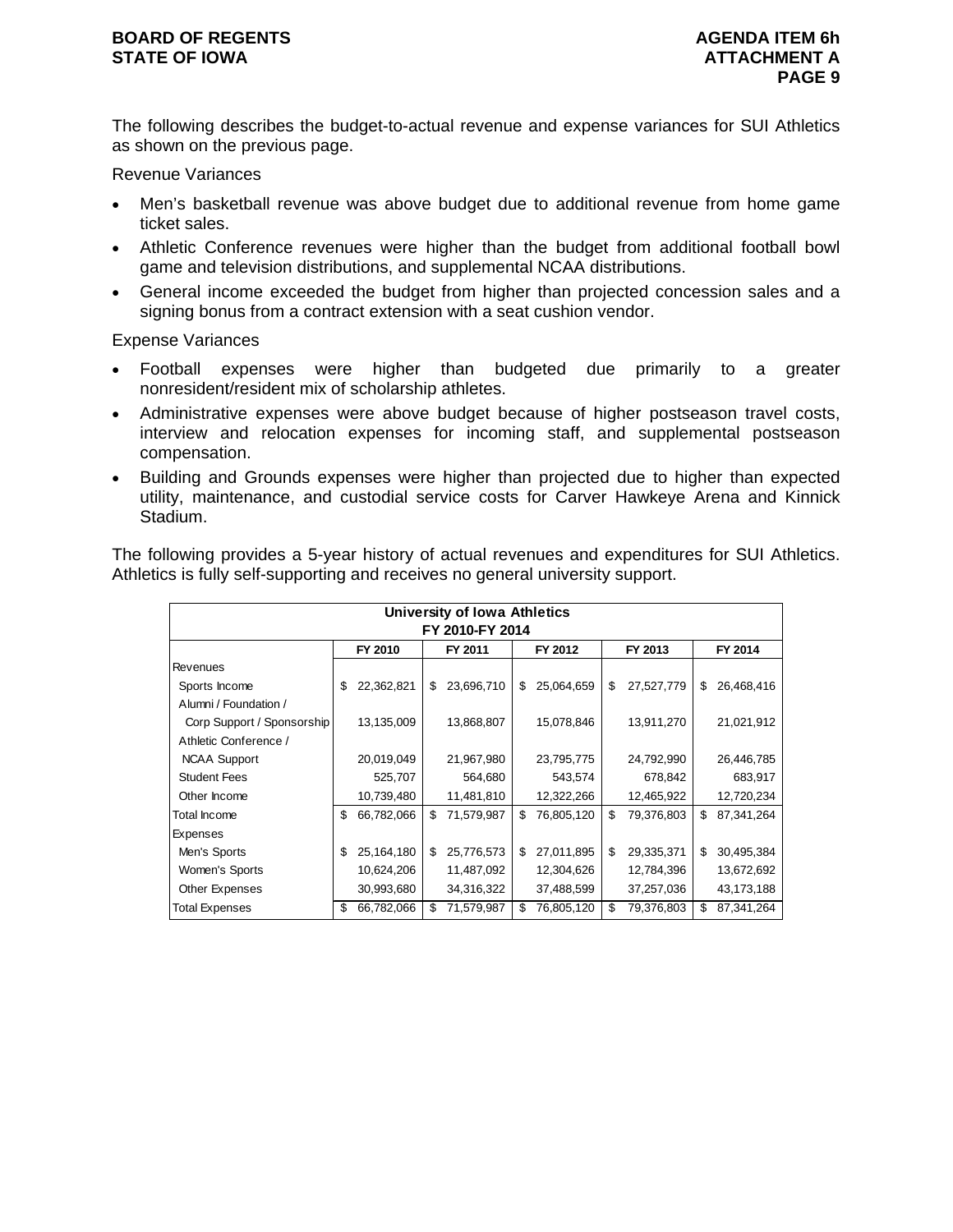The following describes the budget-to-actual revenue and expense variances for SUI Athletics as shown on the previous page.

Revenue Variances

- Men's basketball revenue was above budget due to additional revenue from home game ticket sales.
- Athletic Conference revenues were higher than the budget from additional football bowl game and television distributions, and supplemental NCAA distributions.
- General income exceeded the budget from higher than projected concession sales and a signing bonus from a contract extension with a seat cushion vendor.

Expense Variances

- Football expenses were higher than budgeted due primarily to a greater nonresident/resident mix of scholarship athletes.
- Administrative expenses were above budget because of higher postseason travel costs, interview and relocation expenses for incoming staff, and supplemental postseason compensation.
- Building and Grounds expenses were higher than projected due to higher than expected utility, maintenance, and custodial service costs for Carver Hawkeye Arena and Kinnick Stadium.

The following provides a 5-year history of actual revenues and expenditures for SUI Athletics. Athletics is fully self-supporting and receives no general university support.

**University of Iowa Athletics**
**FY 2010-FY 2014**

| | FY 2010 | FY 2011 | FY 2012 | FY 2013 | FY 2014 |
|---|---|---|---|---|---|
| Revenues | | | | | |
| Sports Income | $ 22,362,821 | $ 23,696,710 | $ 25,064,659 | $ 27,527,779 | $ 26,468,416 |
| Alumni / Foundation / Corp Support / Sponsorship | 13,135,009 | 13,868,807 | 15,078,846 | 13,911,270 | 21,021,912 |
| Athletic Conference / NCAA Support | 20,019,049 | 21,967,980 | 23,795,775 | 24,792,990 | 26,446,785 |
| Student Fees | 525,707 | 564,680 | 543,574 | 678,842 | 683,917 |
| Other Income | 10,739,480 | 11,481,810 | 12,322,266 | 12,465,922 | 12,720,234 |
| Total Income | $ 66,782,066 | $ 71,579,987 | $ 76,805,120 | $ 79,376,803 | $ 87,341,264 |
| Expenses | | | | | |
| Men's Sports | $ 25,164,180 | $ 25,776,573 | $ 27,011,895 | $ 29,335,371 | $ 30,495,384 |
| Women's Sports | 10,624,206 | 11,487,092 | 12,304,626 | 12,784,396 | 13,672,692 |
| Other Expenses | 30,993,680 | 34,316,322 | 37,488,599 | 37,257,036 | 43,173,188 |
| Total Expenses | $ 66,782,066 | $ 71,579,987 | $ 76,805,120 | $ 79,376,803 | $ 87,341,264 |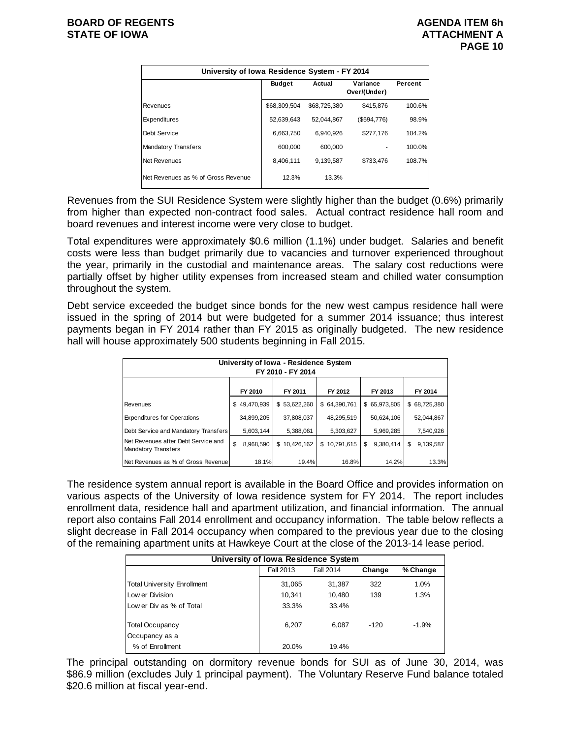| University of Iowa Residence System - FY 2014 | | | | |
|---|---|---|---|---|
| | Budget | Actual | Variance Over/(Under) | Percent |
| Revenues | $68,309,504 | $68,725,380 | $415,876 | 100.6% |
| Expenditures | 52,639,643 | 52,044,867 | ($594,776) | 98.9% |
| Debt Service | 6,663,750 | 6,940,926 | $277,176 | 104.2% |
| Mandatory Transfers | 600,000 | 600,000 | - | 100.0% |
| Net Revenues | 8,406,111 | 9,139,587 | $733,476 | 108.7% |
| Net Revenues as % of Gross Revenue | 12.3% | 13.3% | | |

Revenues from the SUI Residence System were slightly higher than the budget (0.6%) primarily from higher than expected non-contract food sales. Actual contract residence hall room and board revenues and interest income were very close to budget.

Total expenditures were approximately $0.6 million (1.1%) under budget. Salaries and benefit costs were less than budget primarily due to vacancies and turnover experienced throughout the year, primarily in the custodial and maintenance areas. The salary cost reductions were partially offset by higher utility expenses from increased steam and chilled water consumption throughout the system.

Debt service exceeded the budget since bonds for the new west campus residence hall were issued in the spring of 2014 but were budgeted for a summer 2014 issuance; thus interest payments began in FY 2014 rather than FY 2015 as originally budgeted. The new residence hall will house approximately 500 students beginning in Fall 2015.

| University of Iowa - Residence System FY 2010 - FY 2014 | | | | | |
|---|---|---|---|---|---|
| | FY 2010 | FY 2011 | FY 2012 | FY 2013 | FY 2014 |
| Revenues | $ 49,470,939 | $ 53,622,260 | $ 64,390,761 | $ 65,973,805 | $ 68,725,380 |
| Expenditures for Operations | 34,899,205 | 37,808,037 | 48,295,519 | 50,624,106 | 52,044,867 |
| Debt Service and Mandatory Transfers | 5,603,144 | 5,388,061 | 5,303,627 | 5,969,285 | 7,540,926 |
| Net Revenues after Debt Service and Mandatory Transfers | $ 8,968,590 | $ 10,426,162 | $ 10,791,615 | $ 9,380,414 | $ 9,139,587 |
| Net Revenues as % of Gross Revenue | 18.1% | 19.4% | 16.8% | 14.2% | 13.3% |

The residence system annual report is available in the Board Office and provides information on various aspects of the University of Iowa residence system for FY 2014. The report includes enrollment data, residence hall and apartment utilization, and financial information. The annual report also contains Fall 2014 enrollment and occupancy information. The table below reflects a slight decrease in Fall 2014 occupancy when compared to the previous year due to the closing of the remaining apartment units at Hawkeye Court at the close of the 2013-14 lease period.

| University of Iowa Residence System | | | | |
|---|---|---|---|---|
| | Fall 2013 | Fall 2014 | Change | % Change |
| Total University Enrollment | 31,065 | 31,387 | 322 | 1.0% |
| Lower Division | 10,341 | 10,480 | 139 | 1.3% |
| Lower Div as % of Total | 33.3% | 33.4% | | |
| Total Occupancy | 6,207 | 6,087 | -120 | -1.9% |
| Occupancy as a % of Enrollment | 20.0% | 19.4% | | |

The principal outstanding on dormitory revenue bonds for SUI as of June 30, 2014, was $86.9 million (excludes July 1 principal payment). The Voluntary Reserve Fund balance totaled $20.6 million at fiscal year-end.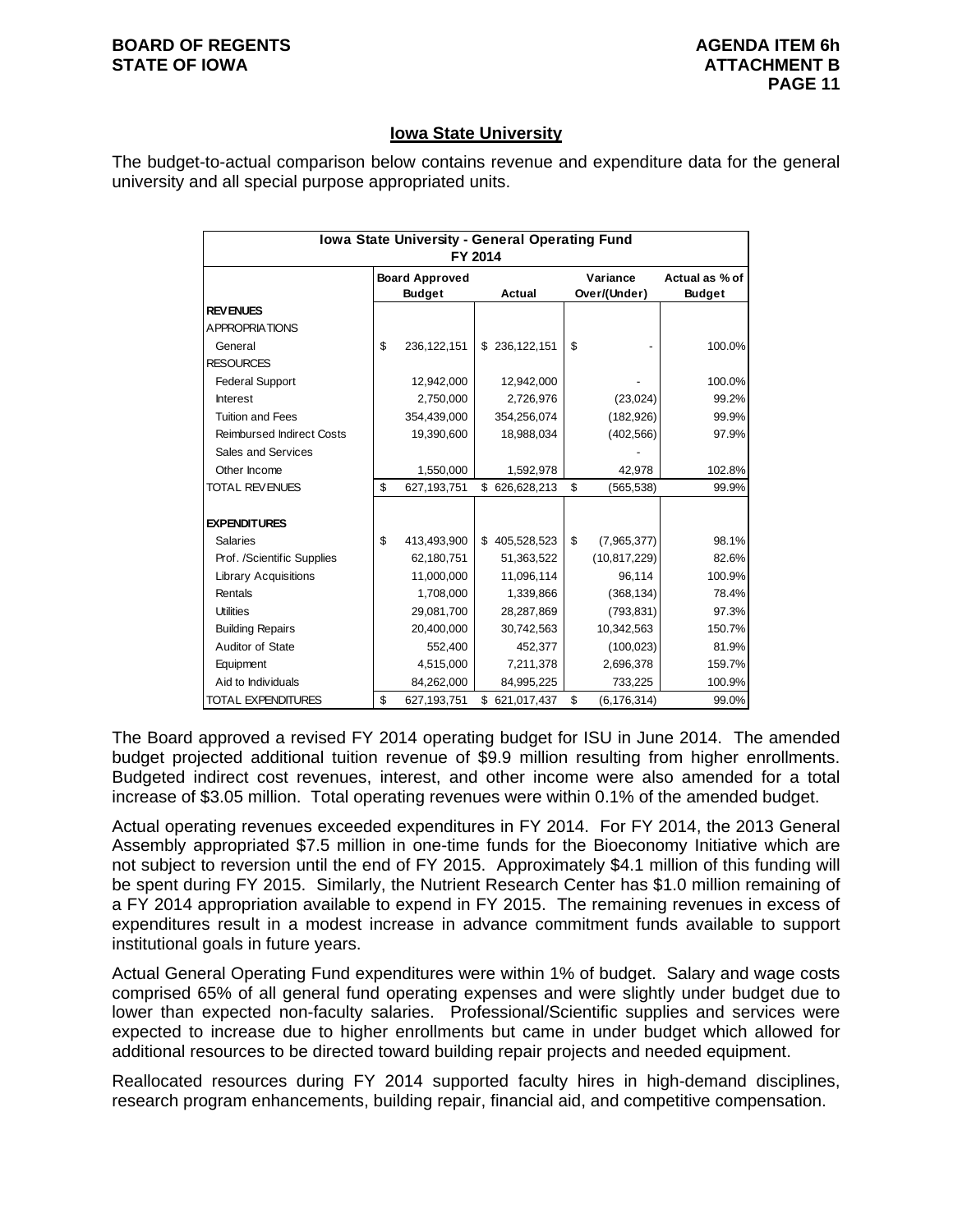## Iowa State University

The budget-to-actual comparison below contains revenue and expenditure data for the general university and all special purpose appropriated units.

| Iowa State University - General Operating Fund FY 2014 | | | | |
|---|---|---|---|---|
| | Board Approved Budget | Actual | Variance Over/(Under) | Actual as % of Budget |
| **REVENUES** | | | | |
| APPROPRIATIONS | | | | |
| General | $ 236,122,151 | $ 236,122,151 | $ - | 100.0% |
| RESOURCES | | | | |
| Federal Support | 12,942,000 | 12,942,000 | - | 100.0% |
| Interest | 2,750,000 | 2,726,976 | (23,024) | 99.2% |
| Tuition and Fees | 354,439,000 | 354,256,074 | (182,926) | 99.9% |
| Reimbursed Indirect Costs | 19,390,600 | 18,988,034 | (402,566) | 97.9% |
| Sales and Services | | | - | |
| Other Income | 1,550,000 | 1,592,978 | 42,978 | 102.8% |
| TOTAL REVENUES | $ 627,193,751 | $ 626,628,213 | $ (565,538) | 99.9% |
| | | | | |
| **EXPENDITURES** | | | | |
| Salaries | $ 413,493,900 | $ 405,528,523 | $ (7,965,377) | 98.1% |
| Prof. /Scientific Supplies | 62,180,751 | 51,363,522 | (10,817,229) | 82.6% |
| Library Acquisitions | 11,000,000 | 11,096,114 | 96,114 | 100.9% |
| Rentals | 1,708,000 | 1,339,866 | (368,134) | 78.4% |
| Utilities | 29,081,700 | 28,287,869 | (793,831) | 97.3% |
| Building Repairs | 20,400,000 | 30,742,563 | 10,342,563 | 150.7% |
| Auditor of State | 552,400 | 452,377 | (100,023) | 81.9% |
| Equipment | 4,515,000 | 7,211,378 | 2,696,378 | 159.7% |
| Aid to Individuals | 84,262,000 | 84,995,225 | 733,225 | 100.9% |
| TOTAL EXPENDITURES | $ 627,193,751 | $ 621,017,437 | $ (6,176,314) | 99.0% |

The Board approved a revised FY 2014 operating budget for ISU in June 2014. The amended budget projected additional tuition revenue of $9.9 million resulting from higher enrollments. Budgeted indirect cost revenues, interest, and other income were also amended for a total increase of $3.05 million. Total operating revenues were within 0.1% of the amended budget.

Actual operating revenues exceeded expenditures in FY 2014. For FY 2014, the 2013 General Assembly appropriated $7.5 million in one-time funds for the Bioeconomy Initiative which are not subject to reversion until the end of FY 2015. Approximately $4.1 million of this funding will be spent during FY 2015. Similarly, the Nutrient Research Center has $1.0 million remaining of a FY 2014 appropriation available to expend in FY 2015. The remaining revenues in excess of expenditures result in a modest increase in advance commitment funds available to support institutional goals in future years.

Actual General Operating Fund expenditures were within 1% of budget. Salary and wage costs comprised 65% of all general fund operating expenses and were slightly under budget due to lower than expected non-faculty salaries. Professional/Scientific supplies and services were expected to increase due to higher enrollments but came in under budget which allowed for additional resources to be directed toward building repair projects and needed equipment.

Reallocated resources during FY 2014 supported faculty hires in high-demand disciplines, research program enhancements, building repair, financial aid, and competitive compensation.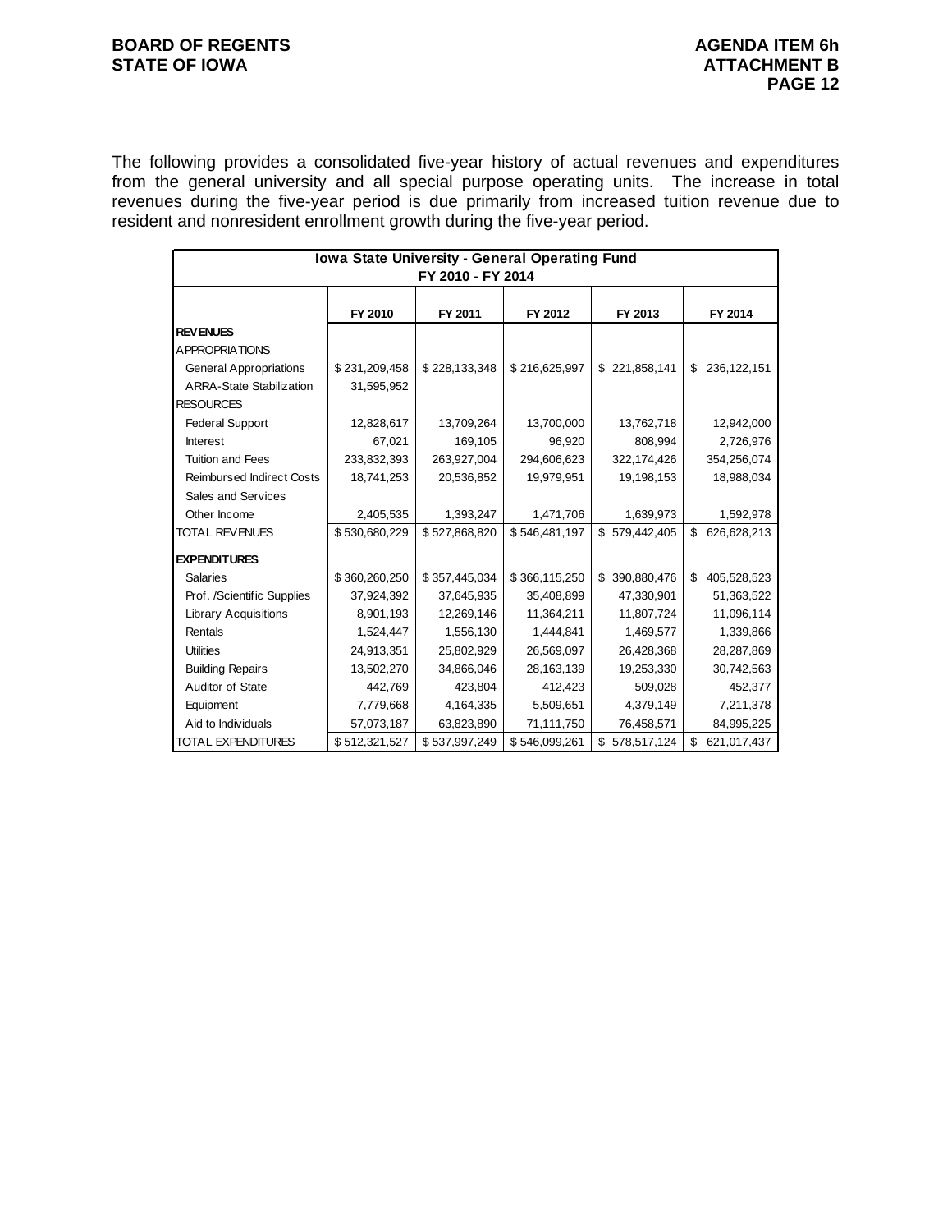The following provides a consolidated five-year history of actual revenues and expenditures from the general university and all special purpose operating units. The increase in total revenues during the five-year period is due primarily from increased tuition revenue due to resident and nonresident enrollment growth during the five-year period.

| Iowa State University - General Operating Fund FY 2010 - FY 2014 | | | | | |
|---|---|---|---|---|---|
| | FY 2010 | FY 2011 | FY 2012 | FY 2013 | FY 2014 |
| **REVENUES** | | | | | |
| APPROPRIATIONS | | | | | |
| General Appropriations | $ 231,209,458 | $ 228,133,348 | $ 216,625,997 | $ 221,858,141 | $ 236,122,151 |
| ARRA-State Stabilization | 31,595,952 | | | | |
| RESOURCES | | | | | |
| Federal Support | 12,828,617 | 13,709,264 | 13,700,000 | 13,762,718 | 12,942,000 |
| Interest | 67,021 | 169,105 | 96,920 | 808,994 | 2,726,976 |
| Tuition and Fees | 233,832,393 | 263,927,004 | 294,606,623 | 322,174,426 | 354,256,074 |
| Reimbursed Indirect Costs | 18,741,253 | 20,536,852 | 19,979,951 | 19,198,153 | 18,988,034 |
| Sales and Services | | | | | |
| Other Income | 2,405,535 | 1,393,247 | 1,471,706 | 1,639,973 | 1,592,978 |
| TOTAL REVENUES | $ 530,680,229 | $ 527,868,820 | $ 546,481,197 | $ 579,442,405 | $ 626,628,213 |
| **EXPENDITURES** | | | | | |
| Salaries | $ 360,260,250 | $ 357,445,034 | $ 366,115,250 | $ 390,880,476 | $ 405,528,523 |
| Prof. /Scientific Supplies | 37,924,392 | 37,645,935 | 35,408,899 | 47,330,901 | 51,363,522 |
| Library Acquisitions | 8,901,193 | 12,269,146 | 11,364,211 | 11,807,724 | 11,096,114 |
| Rentals | 1,524,447 | 1,556,130 | 1,444,841 | 1,469,577 | 1,339,866 |
| Utilities | 24,913,351 | 25,802,929 | 26,569,097 | 26,428,368 | 28,287,869 |
| Building Repairs | 13,502,270 | 34,866,046 | 28,163,139 | 19,253,330 | 30,742,563 |
| Auditor of State | 442,769 | 423,804 | 412,423 | 509,028 | 452,377 |
| Equipment | 7,779,668 | 4,164,335 | 5,509,651 | 4,379,149 | 7,211,378 |
| Aid to Individuals | 57,073,187 | 63,823,890 | 71,111,750 | 76,458,571 | 84,995,225 |
| TOTAL EXPENDITURES | $ 512,321,527 | $ 537,997,249 | $ 546,099,261 | $ 578,517,124 | $ 621,017,437 |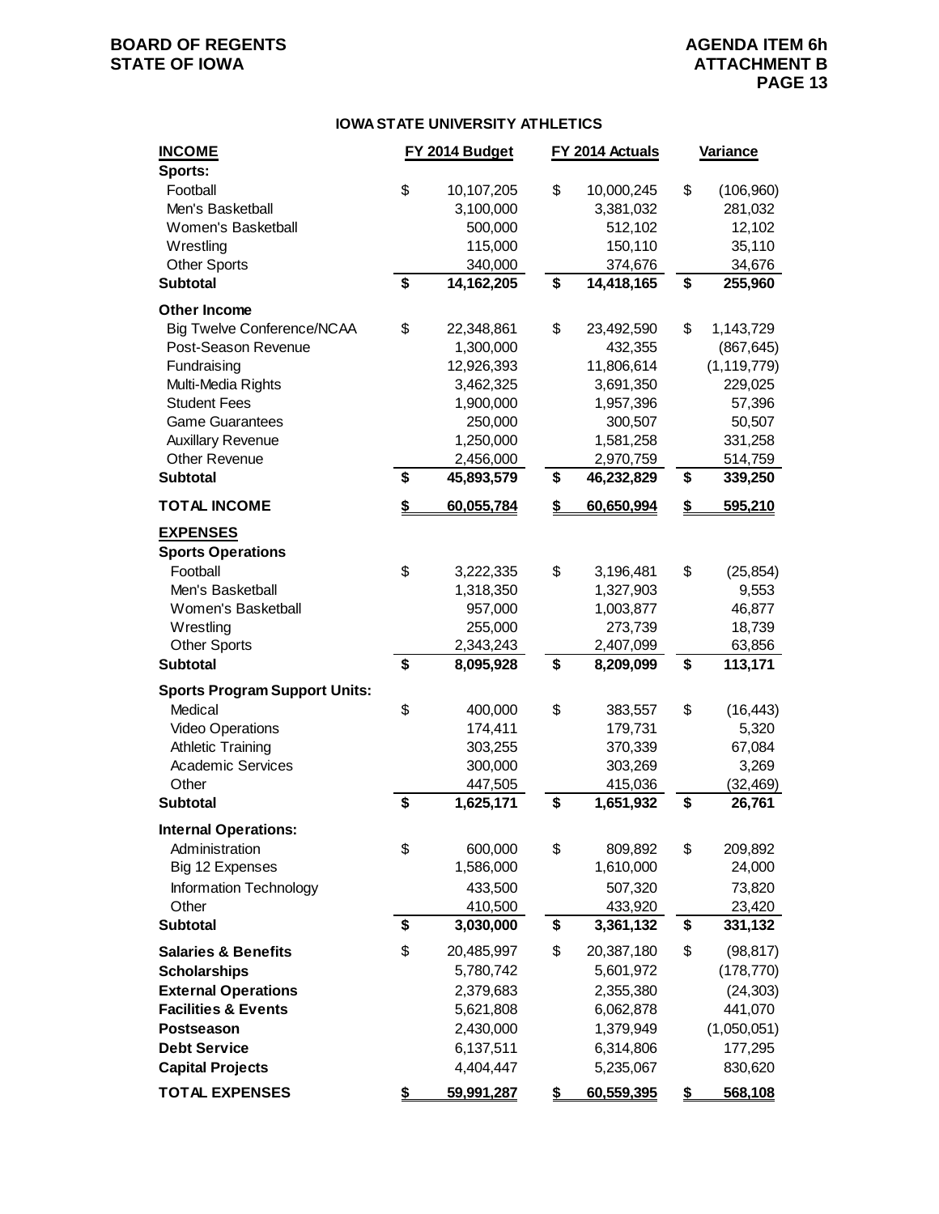## IOWA STATE UNIVERSITY ATHLETICS

| INCOME | FY 2014 Budget | FY 2014 Actuals | Variance |
|---|---|---|---|
| **Sports:** | | | |
| Football | $ 10,107,205 | $ 10,000,245 | $ (106,960) |
| Men's Basketball | 3,100,000 | 3,381,032 | 281,032 |
| Women's Basketball | 500,000 | 512,102 | 12,102 |
| Wrestling | 115,000 | 150,110 | 35,110 |
| Other Sports | 340,000 | 374,676 | 34,676 |
| **Subtotal** | **$ 14,162,205** | **$ 14,418,165** | **$ 255,960** |
| **Other Income** | | | |
| Big Twelve Conference/NCAA | $ 22,348,861 | $ 23,492,590 | $ 1,143,729 |
| Post-Season Revenue | 1,300,000 | 432,355 | (867,645) |
| Fundraising | 12,926,393 | 11,806,614 | (1,119,779) |
| Multi-Media Rights | 3,462,325 | 3,691,350 | 229,025 |
| Student Fees | 1,900,000 | 1,957,396 | 57,396 |
| Game Guarantees | 250,000 | 300,507 | 50,507 |
| Auxillary Revenue | 1,250,000 | 1,581,258 | 331,258 |
| Other Revenue | 2,456,000 | 2,970,759 | 514,759 |
| **Subtotal** | **$ 45,893,579** | **$ 46,232,829** | **$ 339,250** |
| **TOTAL INCOME** | **$ 60,055,784** | **$ 60,650,994** | **$ 595,210** |
| **EXPENSES** | | | |
| **Sports Operations** | | | |
| Football | $ 3,222,335 | $ 3,196,481 | $ (25,854) |
| Men's Basketball | 1,318,350 | 1,327,903 | 9,553 |
| Women's Basketball | 957,000 | 1,003,877 | 46,877 |
| Wrestling | 255,000 | 273,739 | 18,739 |
| Other Sports | 2,343,243 | 2,407,099 | 63,856 |
| **Subtotal** | **$ 8,095,928** | **$ 8,209,099** | **$ 113,171** |
| **Sports Program Support Units:** | | | |
| Medical | $ 400,000 | $ 383,557 | $ (16,443) |
| Video Operations | 174,411 | 179,731 | 5,320 |
| Athletic Training | 303,255 | 370,339 | 67,084 |
| Academic Services | 300,000 | 303,269 | 3,269 |
| Other | 447,505 | 415,036 | (32,469) |
| **Subtotal** | **$ 1,625,171** | **$ 1,651,932** | **$ 26,761** |
| **Internal Operations:** | | | |
| Administration | $ 600,000 | $ 809,892 | $ 209,892 |
| Big 12 Expenses | 1,586,000 | 1,610,000 | 24,000 |
| Information Technology | 433,500 | 507,320 | 73,820 |
| Other | 410,500 | 433,920 | 23,420 |
| **Subtotal** | **$ 3,030,000** | **$ 3,361,132** | **$ 331,132** |
| **Salaries & Benefits** | $ 20,485,997 | $ 20,387,180 | $ (98,817) |
| **Scholarships** | 5,780,742 | 5,601,972 | (178,770) |
| **External Operations** | 2,379,683 | 2,355,380 | (24,303) |
| **Facilities & Events** | 5,621,808 | 6,062,878 | 441,070 |
| **Postseason** | 2,430,000 | 1,379,949 | (1,050,051) |
| **Debt Service** | 6,137,511 | 6,314,806 | 177,295 |
| **Capital Projects** | 4,404,447 | 5,235,067 | 830,620 |
| **TOTAL EXPENSES** | **$ 59,991,287** | **$ 60,559,395** | **$ 568,108** |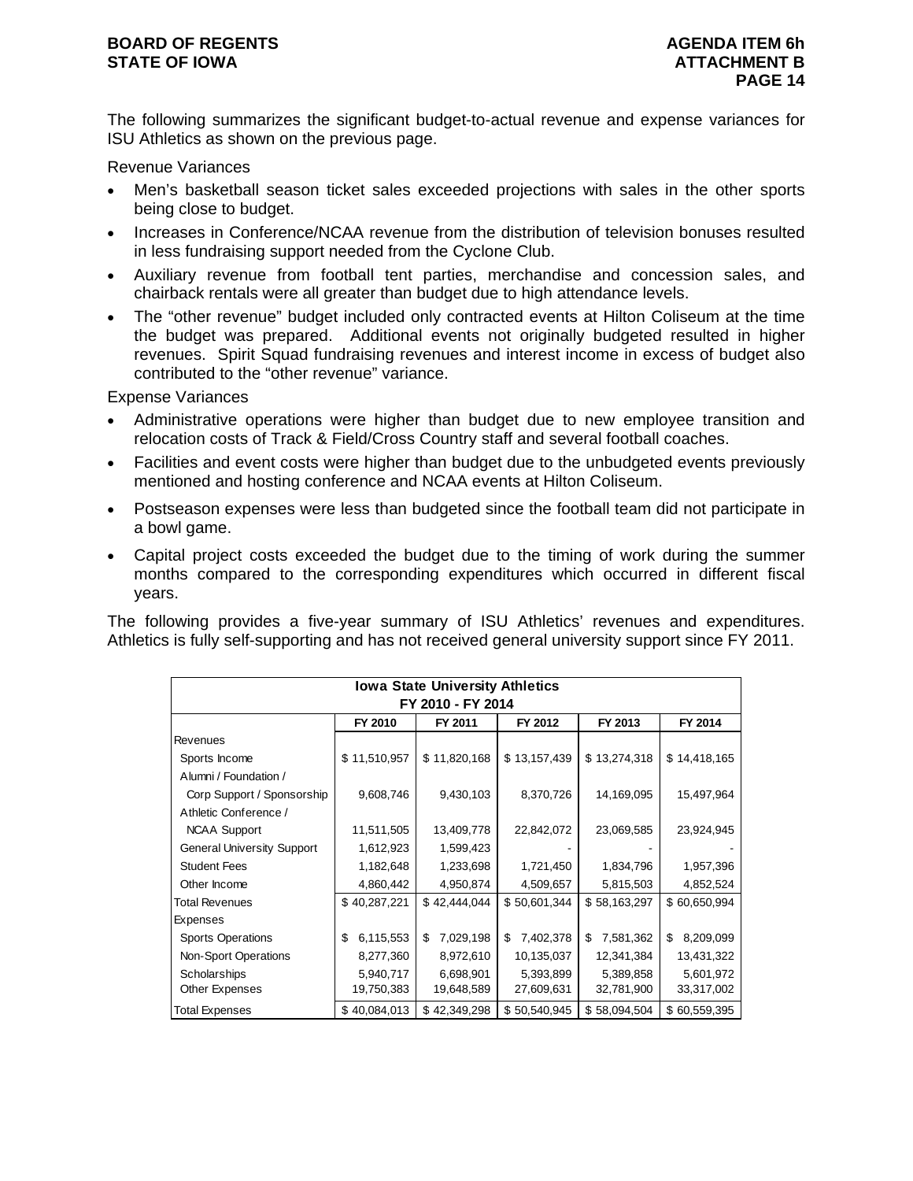The following summarizes the significant budget-to-actual revenue and expense variances for ISU Athletics as shown on the previous page.

Revenue Variances

- Men's basketball season ticket sales exceeded projections with sales in the other sports being close to budget.
- Increases in Conference/NCAA revenue from the distribution of television bonuses resulted in less fundraising support needed from the Cyclone Club.
- Auxiliary revenue from football tent parties, merchandise and concession sales, and chairback rentals were all greater than budget due to high attendance levels.
- The "other revenue" budget included only contracted events at Hilton Coliseum at the time the budget was prepared. Additional events not originally budgeted resulted in higher revenues. Spirit Squad fundraising revenues and interest income in excess of budget also contributed to the "other revenue" variance.

Expense Variances

- Administrative operations were higher than budget due to new employee transition and relocation costs of Track & Field/Cross Country staff and several football coaches.
- Facilities and event costs were higher than budget due to the unbudgeted events previously mentioned and hosting conference and NCAA events at Hilton Coliseum.
- Postseason expenses were less than budgeted since the football team did not participate in a bowl game.
- Capital project costs exceeded the budget due to the timing of work during the summer months compared to the corresponding expenditures which occurred in different fiscal years.

The following provides a five-year summary of ISU Athletics' revenues and expenditures. Athletics is fully self-supporting and has not received general university support since FY 2011.

| Iowa State University Athletics FY 2010 - FY 2014 | | | | | |
|---|---|---|---|---|---|
| | FY 2010 | FY 2011 | FY 2012 | FY 2013 | FY 2014 |
| Revenues | | | | | |
| Sports Income | $ 11,510,957 | $ 11,820,168 | $ 13,157,439 | $ 13,274,318 | $ 14,418,165 |
| Alumni / Foundation / Corp Support / Sponsorship | 9,608,746 | 9,430,103 | 8,370,726 | 14,169,095 | 15,497,964 |
| Athletic Conference / NCAA Support | 11,511,505 | 13,409,778 | 22,842,072 | 23,069,585 | 23,924,945 |
| General University Support | 1,612,923 | 1,599,423 | - | - | - |
| Student Fees | 1,182,648 | 1,233,698 | 1,721,450 | 1,834,796 | 1,957,396 |
| Other Income | 4,860,442 | 4,950,874 | 4,509,657 | 5,815,503 | 4,852,524 |
| Total Revenues | $ 40,287,221 | $ 42,444,044 | $ 50,601,344 | $ 58,163,297 | $ 60,650,994 |
| Expenses | | | | | |
| Sports Operations | $ 6,115,553 | $ 7,029,198 | $ 7,402,378 | $ 7,581,362 | $ 8,209,099 |
| Non-Sport Operations | 8,277,360 | 8,972,610 | 10,135,037 | 12,341,384 | 13,431,322 |
| Scholarships | 5,940,717 | 6,698,901 | 5,393,899 | 5,389,858 | 5,601,972 |
| Other Expenses | 19,750,383 | 19,648,589 | 27,609,631 | 32,781,900 | 33,317,002 |
| Total Expenses | $ 40,084,013 | $ 42,349,298 | $ 50,540,945 | $ 58,094,504 | $ 60,559,395 |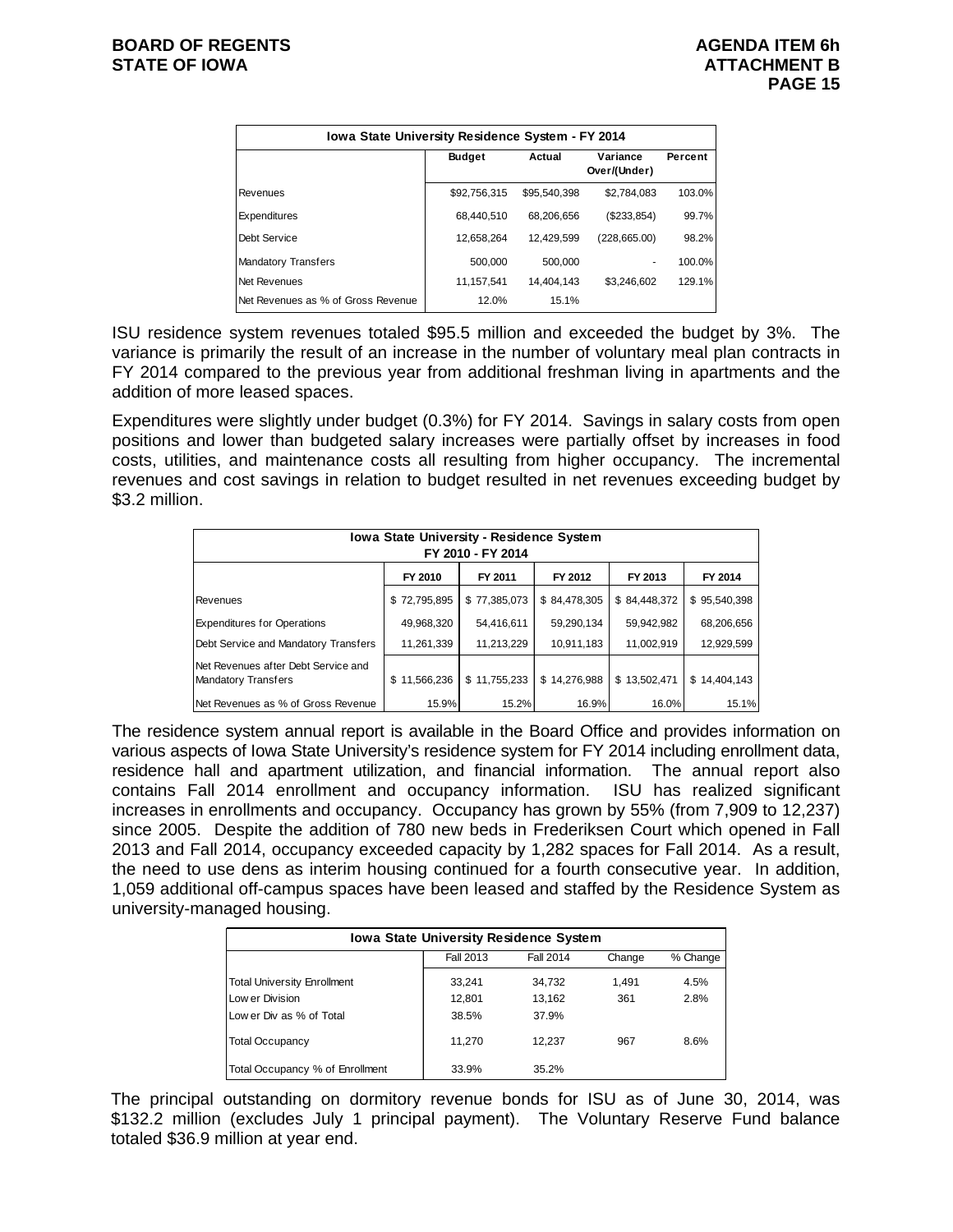| Iowa State University Residence System - FY 2014 | | | | |
|---|---|---|---|---|
| | Budget | Actual | Variance Over/(Under) | Percent |
| Revenues | $92,756,315 | $95,540,398 | $2,784,083 | 103.0% |
| Expenditures | 68,440,510 | 68,206,656 | ($233,854) | 99.7% |
| Debt Service | 12,658,264 | 12,429,599 | (228,665.00) | 98.2% |
| Mandatory Transfers | 500,000 | 500,000 | - | 100.0% |
| Net Revenues | 11,157,541 | 14,404,143 | $3,246,602 | 129.1% |
| Net Revenues as % of Gross Revenue | 12.0% | 15.1% | | |

ISU residence system revenues totaled $95.5 million and exceeded the budget by 3%. The variance is primarily the result of an increase in the number of voluntary meal plan contracts in FY 2014 compared to the previous year from additional freshman living in apartments and the addition of more leased spaces.

Expenditures were slightly under budget (0.3%) for FY 2014. Savings in salary costs from open positions and lower than budgeted salary increases were partially offset by increases in food costs, utilities, and maintenance costs all resulting from higher occupancy. The incremental revenues and cost savings in relation to budget resulted in net revenues exceeding budget by $3.2 million.

| Iowa State University - Residence System FY 2010 - FY 2014 | | | | | |
|---|---|---|---|---|---|
| | FY 2010 | FY 2011 | FY 2012 | FY 2013 | FY 2014 |
| Revenues | $ 72,795,895 | $ 77,385,073 | $ 84,478,305 | $ 84,448,372 | $ 95,540,398 |
| Expenditures for Operations | 49,968,320 | 54,416,611 | 59,290,134 | 59,942,982 | 68,206,656 |
| Debt Service and Mandatory Transfers | 11,261,339 | 11,213,229 | 10,911,183 | 11,002,919 | 12,929,599 |
| Net Revenues after Debt Service and Mandatory Transfers | $ 11,566,236 | $ 11,755,233 | $ 14,276,988 | $ 13,502,471 | $ 14,404,143 |
| Net Revenues as % of Gross Revenue | 15.9% | 15.2% | 16.9% | 16.0% | 15.1% |

The residence system annual report is available in the Board Office and provides information on various aspects of Iowa State University's residence system for FY 2014 including enrollment data, residence hall and apartment utilization, and financial information. The annual report also contains Fall 2014 enrollment and occupancy information. ISU has realized significant increases in enrollments and occupancy. Occupancy has grown by 55% (from 7,909 to 12,237) since 2005. Despite the addition of 780 new beds in Frederiksen Court which opened in Fall 2013 and Fall 2014, occupancy exceeded capacity by 1,282 spaces for Fall 2014. As a result, the need to use dens as interim housing continued for a fourth consecutive year. In addition, 1,059 additional off-campus spaces have been leased and staffed by the Residence System as university-managed housing.

| Iowa State University Residence System | | | | |
|---|---|---|---|---|
| | Fall 2013 | Fall 2014 | Change | % Change |
| Total University Enrollment | 33,241 | 34,732 | 1,491 | 4.5% |
| Lower Division | 12,801 | 13,162 | 361 | 2.8% |
| Lower Div as % of Total | 38.5% | 37.9% | | |
| Total Occupancy | 11,270 | 12,237 | 967 | 8.6% |
| Total Occupancy % of Enrollment | 33.9% | 35.2% | | |

The principal outstanding on dormitory revenue bonds for ISU as of June 30, 2014, was $132.2 million (excludes July 1 principal payment). The Voluntary Reserve Fund balance totaled $36.9 million at year end.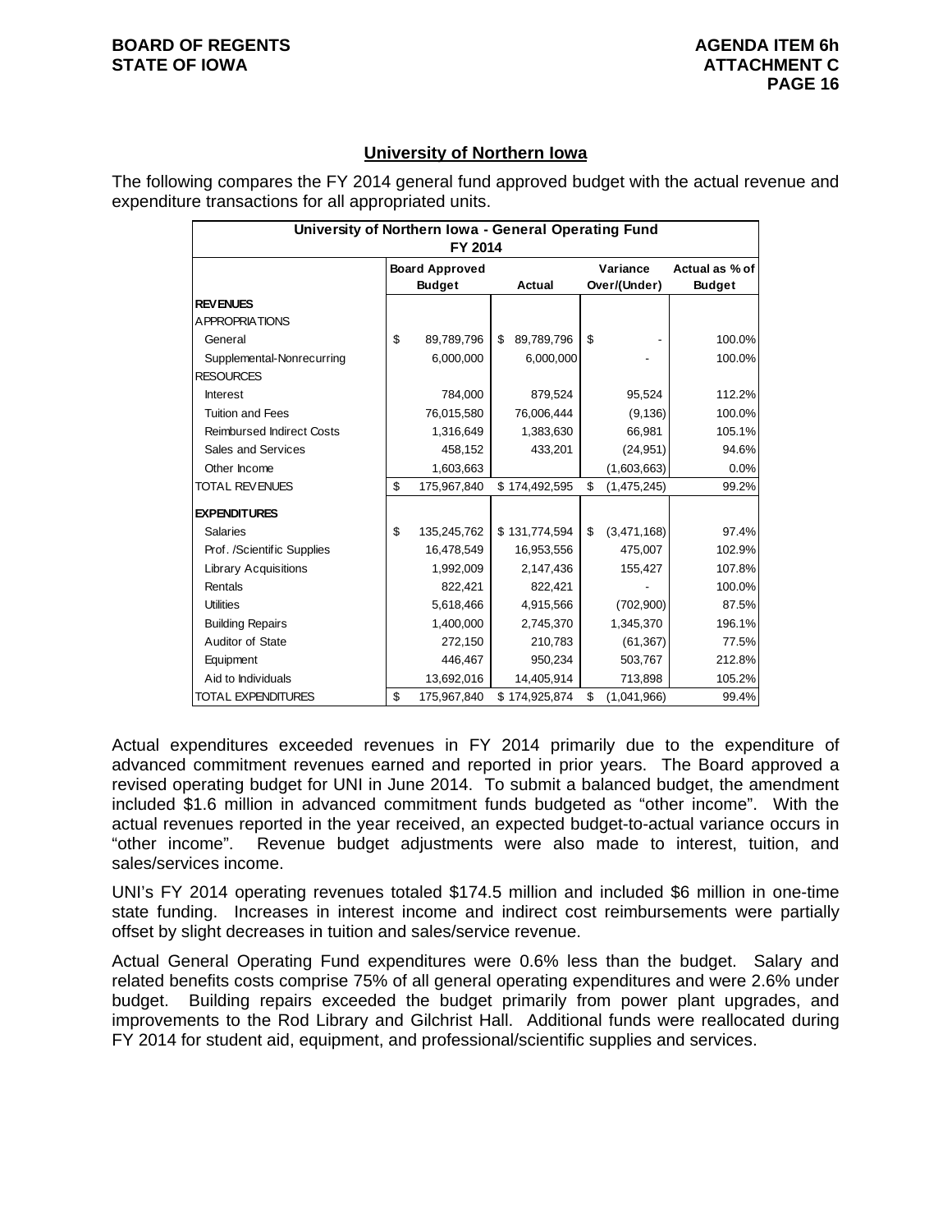## University of Northern Iowa

The following compares the FY 2014 general fund approved budget with the actual revenue and expenditure transactions for all appropriated units.

| University of Northern Iowa - General Operating Fund FY 2014 | | | | |
|---|---|---|---|---|
| | Board Approved Budget | Actual | Variance Over/(Under) | Actual as % of Budget |
| **REVENUES** | | | | |
| APPROPRIATIONS | | | | |
| General | $ 89,789,796 | $ 89,789,796 | $ - | 100.0% |
| Supplemental-Nonrecurring | 6,000,000 | 6,000,000 | - | 100.0% |
| RESOURCES | | | | |
| Interest | 784,000 | 879,524 | 95,524 | 112.2% |
| Tuition and Fees | 76,015,580 | 76,006,444 | (9,136) | 100.0% |
| Reimbursed Indirect Costs | 1,316,649 | 1,383,630 | 66,981 | 105.1% |
| Sales and Services | 458,152 | 433,201 | (24,951) | 94.6% |
| Other Income | 1,603,663 | | (1,603,663) | 0.0% |
| TOTAL REVENUES | $ 175,967,840 | $ 174,492,595 | $ (1,475,245) | 99.2% |
| **EXPENDITURES** | | | | |
| Salaries | $ 135,245,762 | $ 131,774,594 | $ (3,471,168) | 97.4% |
| Prof. /Scientific Supplies | 16,478,549 | 16,953,556 | 475,007 | 102.9% |
| Library Acquisitions | 1,992,009 | 2,147,436 | 155,427 | 107.8% |
| Rentals | 822,421 | 822,421 | - | 100.0% |
| Utilities | 5,618,466 | 4,915,566 | (702,900) | 87.5% |
| Building Repairs | 1,400,000 | 2,745,370 | 1,345,370 | 196.1% |
| Auditor of State | 272,150 | 210,783 | (61,367) | 77.5% |
| Equipment | 446,467 | 950,234 | 503,767 | 212.8% |
| Aid to Individuals | 13,692,016 | 14,405,914 | 713,898 | 105.2% |
| TOTAL EXPENDITURES | $ 175,967,840 | $ 174,925,874 | $ (1,041,966) | 99.4% |

Actual expenditures exceeded revenues in FY 2014 primarily due to the expenditure of advanced commitment revenues earned and reported in prior years. The Board approved a revised operating budget for UNI in June 2014. To submit a balanced budget, the amendment included $1.6 million in advanced commitment funds budgeted as "other income". With the actual revenues reported in the year received, an expected budget-to-actual variance occurs in "other income". Revenue budget adjustments were also made to interest, tuition, and sales/services income.

UNI's FY 2014 operating revenues totaled $174.5 million and included $6 million in one-time state funding. Increases in interest income and indirect cost reimbursements were partially offset by slight decreases in tuition and sales/service revenue.

Actual General Operating Fund expenditures were 0.6% less than the budget. Salary and related benefits costs comprise 75% of all general operating expenditures and were 2.6% under budget. Building repairs exceeded the budget primarily from power plant upgrades, and improvements to the Rod Library and Gilchrist Hall. Additional funds were reallocated during FY 2014 for student aid, equipment, and professional/scientific supplies and services.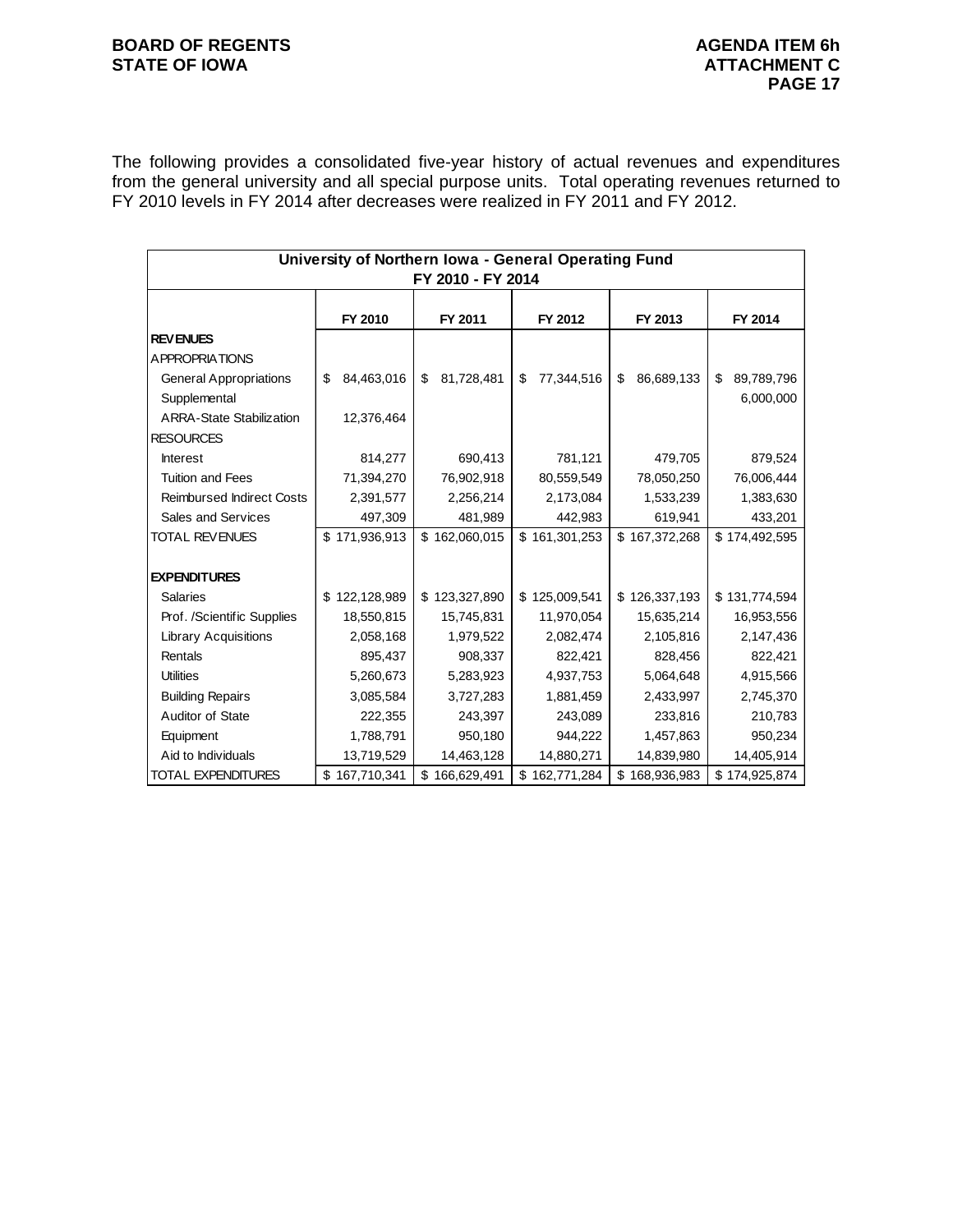The following provides a consolidated five-year history of actual revenues and expenditures from the general university and all special purpose units. Total operating revenues returned to FY 2010 levels in FY 2014 after decreases were realized in FY 2011 and FY 2012.

| University of Northern Iowa - General Operating Fund FY 2010 - FY 2014 | | | | | |
|---|---|---|---|---|---|
| | FY 2010 | FY 2011 | FY 2012 | FY 2013 | FY 2014 |
| **REVENUES** | | | | | |
| APPROPRIATIONS | | | | | |
| General Appropriations | $ 84,463,016 | $ 81,728,481 | $ 77,344,516 | $ 86,689,133 | $ 89,789,796 |
| Supplemental | | | | | 6,000,000 |
| ARRA-State Stabilization | 12,376,464 | | | | |
| RESOURCES | | | | | |
| Interest | 814,277 | 690,413 | 781,121 | 479,705 | 879,524 |
| Tuition and Fees | 71,394,270 | 76,902,918 | 80,559,549 | 78,050,250 | 76,006,444 |
| Reimbursed Indirect Costs | 2,391,577 | 2,256,214 | 2,173,084 | 1,533,239 | 1,383,630 |
| Sales and Services | 497,309 | 481,989 | 442,983 | 619,941 | 433,201 |
| TOTAL REVENUES | $ 171,936,913 | $ 162,060,015 | $ 161,301,253 | $ 167,372,268 | $ 174,492,595 |
| | | | | | |
| **EXPENDITURES** | | | | | |
| Salaries | $ 122,128,989 | $ 123,327,890 | $ 125,009,541 | $ 126,337,193 | $ 131,774,594 |
| Prof. /Scientific Supplies | 18,550,815 | 15,745,831 | 11,970,054 | 15,635,214 | 16,953,556 |
| Library Acquisitions | 2,058,168 | 1,979,522 | 2,082,474 | 2,105,816 | 2,147,436 |
| Rentals | 895,437 | 908,337 | 822,421 | 828,456 | 822,421 |
| Utilities | 5,260,673 | 5,283,923 | 4,937,753 | 5,064,648 | 4,915,566 |
| Building Repairs | 3,085,584 | 3,727,283 | 1,881,459 | 2,433,997 | 2,745,370 |
| Auditor of State | 222,355 | 243,397 | 243,089 | 233,816 | 210,783 |
| Equipment | 1,788,791 | 950,180 | 944,222 | 1,457,863 | 950,234 |
| Aid to Individuals | 13,719,529 | 14,463,128 | 14,880,271 | 14,839,980 | 14,405,914 |
| TOTAL EXPENDITURES | $ 167,710,341 | $ 166,629,491 | $ 162,771,284 | $ 168,936,983 | $ 174,925,874 |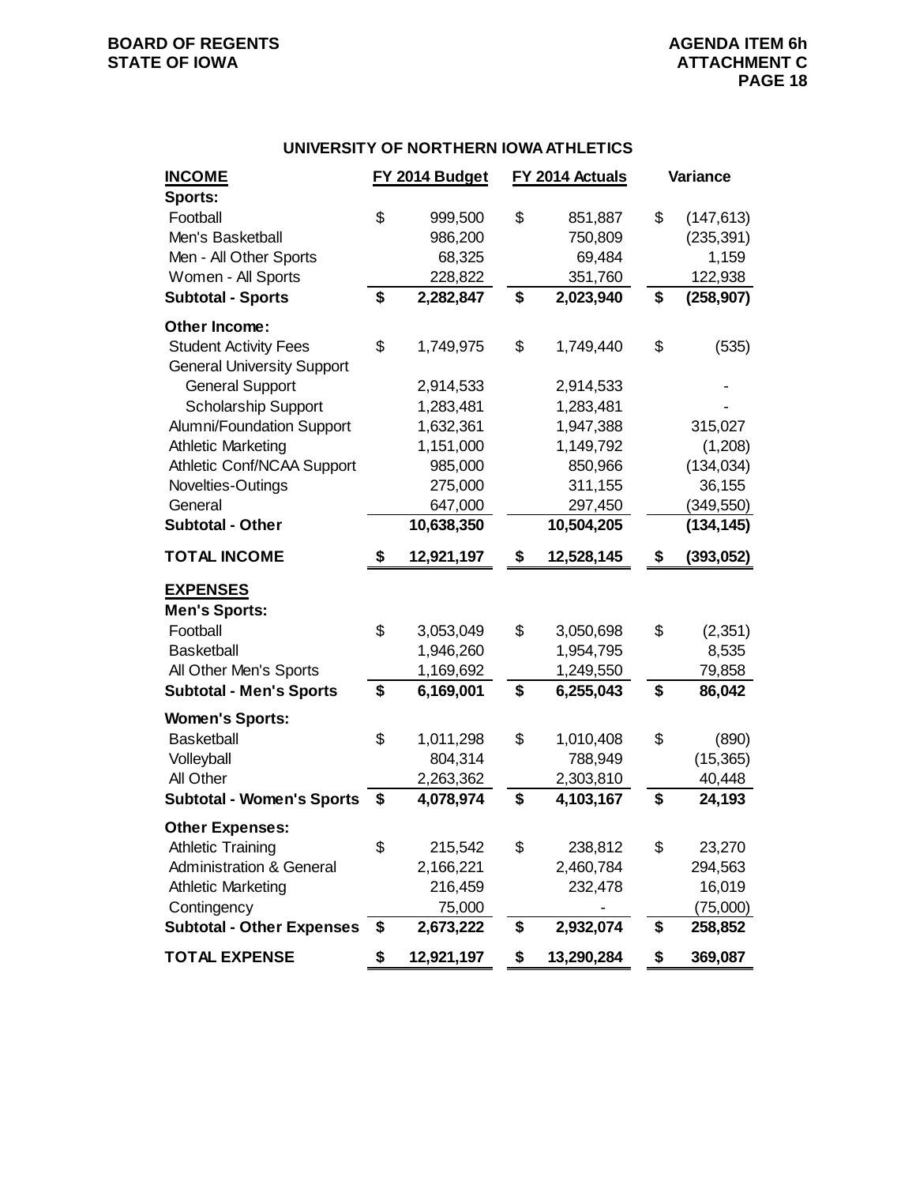### UNIVERSITY OF NORTHERN IOWA ATHLETICS

| INCOME | FY 2014 Budget | FY 2014 Actuals | Variance |
|---|---|---|---|
| **Sports:** | | | |
| Football | $ 999,500 | $ 851,887 | $ (147,613) |
| Men's Basketball | 986,200 | 750,809 | (235,391) |
| Men - All Other Sports | 68,325 | 69,484 | 1,159 |
| Women - All Sports | 228,822 | 351,760 | 122,938 |
| **Subtotal - Sports** | **$ 2,282,847** | **$ 2,023,940** | **$ (258,907)** |
| **Other Income:** | | | |
| Student Activity Fees | $ 1,749,975 | $ 1,749,440 | $ (535) |
| General University Support | | | |
| General Support | 2,914,533 | 2,914,533 | - |
| Scholarship Support | 1,283,481 | 1,283,481 | - |
| Alumni/Foundation Support | 1,632,361 | 1,947,388 | 315,027 |
| Athletic Marketing | 1,151,000 | 1,149,792 | (1,208) |
| Athletic Conf/NCAA Support | 985,000 | 850,966 | (134,034) |
| Novelties-Outings | 275,000 | 311,155 | 36,155 |
| General | 647,000 | 297,450 | (349,550) |
| **Subtotal - Other** | **10,638,350** | **10,504,205** | **(134,145)** |
| **TOTAL INCOME** | **$ 12,921,197** | **$ 12,528,145** | **$ (393,052)** |
| **EXPENSES** | | | |
| **Men's Sports:** | | | |
| Football | $ 3,053,049 | $ 3,050,698 | $ (2,351) |
| Basketball | 1,946,260 | 1,954,795 | 8,535 |
| All Other Men's Sports | 1,169,692 | 1,249,550 | 79,858 |
| **Subtotal - Men's Sports** | **$ 6,169,001** | **$ 6,255,043** | **$ 86,042** |
| **Women's Sports:** | | | |
| Basketball | $ 1,011,298 | $ 1,010,408 | $ (890) |
| Volleyball | 804,314 | 788,949 | (15,365) |
| All Other | 2,263,362 | 2,303,810 | 40,448 |
| **Subtotal - Women's Sports** | **$ 4,078,974** | **$ 4,103,167** | **$ 24,193** |
| **Other Expenses:** | | | |
| Athletic Training | $ 215,542 | $ 238,812 | $ 23,270 |
| Administration & General | 2,166,221 | 2,460,784 | 294,563 |
| Athletic Marketing | 216,459 | 232,478 | 16,019 |
| Contingency | 75,000 | - | (75,000) |
| **Subtotal - Other Expenses** | **$ 2,673,222** | **$ 2,932,074** | **$ 258,852** |
| **TOTAL EXPENSE** | **$ 12,921,197** | **$ 13,290,284** | **$ 369,087** |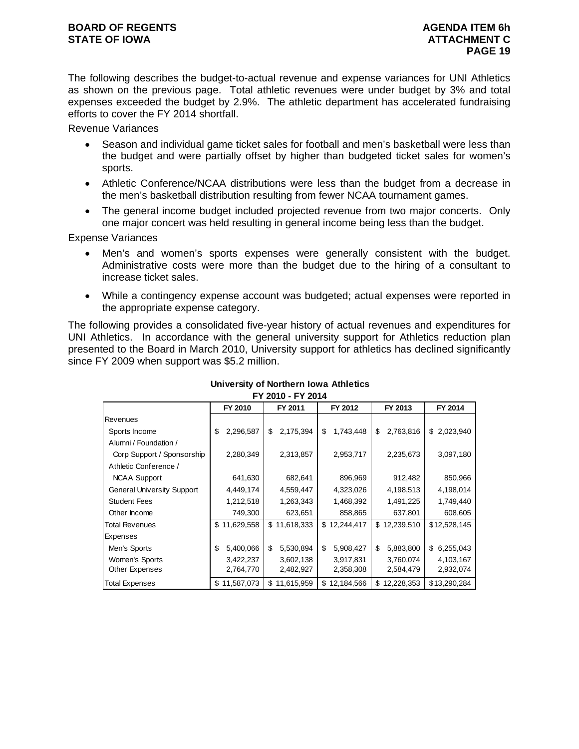The following describes the budget-to-actual revenue and expense variances for UNI Athletics as shown on the previous page. Total athletic revenues were under budget by 3% and total expenses exceeded the budget by 2.9%. The athletic department has accelerated fundraising efforts to cover the FY 2014 shortfall.

Revenue Variances

- Season and individual game ticket sales for football and men's basketball were less than the budget and were partially offset by higher than budgeted ticket sales for women's sports.
- Athletic Conference/NCAA distributions were less than the budget from a decrease in the men's basketball distribution resulting from fewer NCAA tournament games.
- The general income budget included projected revenue from two major concerts. Only one major concert was held resulting in general income being less than the budget.

Expense Variances

- Men's and women's sports expenses were generally consistent with the budget. Administrative costs were more than the budget due to the hiring of a consultant to increase ticket sales.
- While a contingency expense account was budgeted; actual expenses were reported in the appropriate expense category.

The following provides a consolidated five-year history of actual revenues and expenditures for UNI Athletics. In accordance with the general university support for Athletics reduction plan presented to the Board in March 2010, University support for athletics has declined significantly since FY 2009 when support was $5.2 million.

**University of Northern Iowa Athletics**
**FY 2010 - FY 2014**

| | FY 2010 | FY 2011 | FY 2012 | FY 2013 | FY 2014 |
|---|---|---|---|---|---|
| Revenues | | | | | |
| Sports Income | $ 2,296,587 | $ 2,175,394 | $ 1,743,448 | $ 2,763,816 | $ 2,023,940 |
| Alumni / Foundation / Corp Support / Sponsorship | 2,280,349 | 2,313,857 | 2,953,717 | 2,235,673 | 3,097,180 |
| Athletic Conference / NCAA Support | 641,630 | 682,641 | 896,969 | 912,482 | 850,966 |
| General University Support | 4,449,174 | 4,559,447 | 4,323,026 | 4,198,513 | 4,198,014 |
| Student Fees | 1,212,518 | 1,263,343 | 1,468,392 | 1,491,225 | 1,749,440 |
| Other Income | 749,300 | 623,651 | 858,865 | 637,801 | 608,605 |
| Total Revenues | $ 11,629,558 | $ 11,618,333 | $ 12,244,417 | $ 12,239,510 | $12,528,145 |
| Expenses | | | | | |
| Men's Sports | $ 5,400,066 | $ 5,530,894 | $ 5,908,427 | $ 5,883,800 | $ 6,255,043 |
| Women's Sports | 3,422,237 | 3,602,138 | 3,917,831 | 3,760,074 | 4,103,167 |
| Other Expenses | 2,764,770 | 2,482,927 | 2,358,308 | 2,584,479 | 2,932,074 |
| Total Expenses | $ 11,587,073 | $ 11,615,959 | $ 12,184,566 | $ 12,228,353 | $13,290,284 |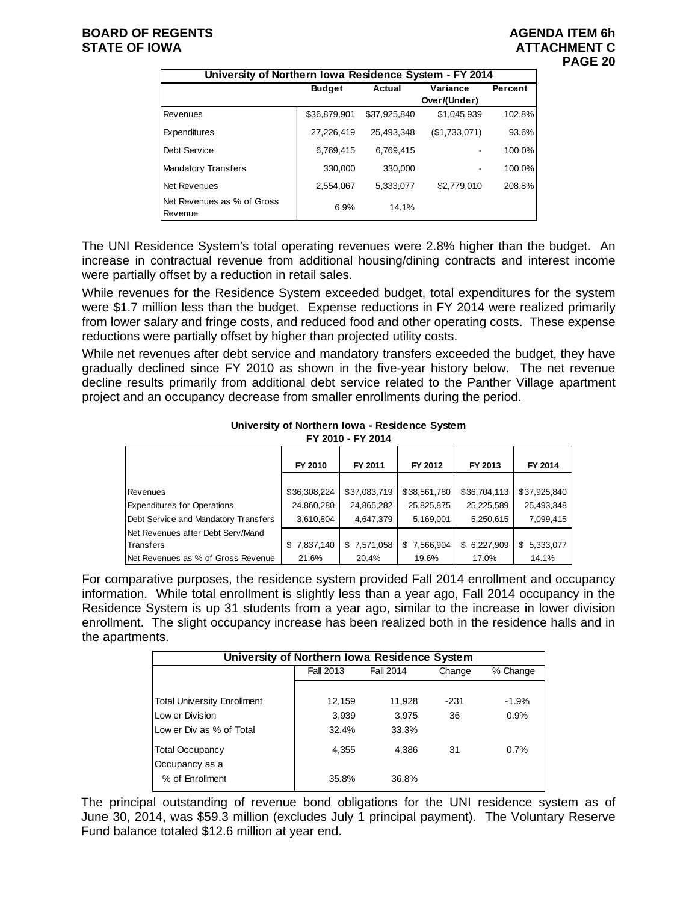| University of Northern Iowa Residence System - FY 2014 | | | | |
|---|---|---|---|---|
| | Budget | Actual | Variance Over/(Under) | Percent |
| Revenues | $36,879,901 | $37,925,840 | $1,045,939 | 102.8% |
| Expenditures | 27,226,419 | 25,493,348 | ($1,733,071) | 93.6% |
| Debt Service | 6,769,415 | 6,769,415 | - | 100.0% |
| Mandatory Transfers | 330,000 | 330,000 | - | 100.0% |
| Net Revenues | 2,554,067 | 5,333,077 | $2,779,010 | 208.8% |
| Net Revenues as % of Gross Revenue | 6.9% | 14.1% | | |

The UNI Residence System's total operating revenues were 2.8% higher than the budget. An increase in contractual revenue from additional housing/dining contracts and interest income were partially offset by a reduction in retail sales.

While revenues for the Residence System exceeded budget, total expenditures for the system were $1.7 million less than the budget. Expense reductions in FY 2014 were realized primarily from lower salary and fringe costs, and reduced food and other operating costs. These expense reductions were partially offset by higher than projected utility costs.

While net revenues after debt service and mandatory transfers exceeded the budget, they have gradually declined since FY 2010 as shown in the five-year history below. The net revenue decline results primarily from additional debt service related to the Panther Village apartment project and an occupancy decrease from smaller enrollments during the period.

**University of Northern Iowa - Residence System**
**FY 2010 - FY 2014**

| | FY 2010 | FY 2011 | FY 2012 | FY 2013 | FY 2014 |
|---|---|---|---|---|---|
| Revenues | $36,308,224 | $37,083,719 | $38,561,780 | $36,704,113 | $37,925,840 |
| Expenditures for Operations | 24,860,280 | 24,865,282 | 25,825,875 | 25,225,589 | 25,493,348 |
| Debt Service and Mandatory Transfers | 3,610,804 | 4,647,379 | 5,169,001 | 5,250,615 | 7,099,415 |
| Net Revenues after Debt Serv/Mand Transfers | $ 7,837,140 | $ 7,571,058 | $ 7,566,904 | $ 6,227,909 | $ 5,333,077 |
| Net Revenues as % of Gross Revenue | 21.6% | 20.4% | 19.6% | 17.0% | 14.1% |

For comparative purposes, the residence system provided Fall 2014 enrollment and occupancy information. While total enrollment is slightly less than a year ago, Fall 2014 occupancy in the Residence System is up 31 students from a year ago, similar to the increase in lower division enrollment. The slight occupancy increase has been realized both in the residence halls and in the apartments.

| University of Northern Iowa Residence System | | | | |
|---|---|---|---|---|
| | Fall 2013 | Fall 2014 | Change | % Change |
| Total University Enrollment | 12,159 | 11,928 | -231 | -1.9% |
| Lower Division | 3,939 | 3,975 | 36 | 0.9% |
| Lower Div as % of Total | 32.4% | 33.3% | | |
| Total Occupancy | 4,355 | 4,386 | 31 | 0.7% |
| Occupancy as a % of Enrollment | 35.8% | 36.8% | | |

The principal outstanding of revenue bond obligations for the UNI residence system as of June 30, 2014, was $59.3 million (excludes July 1 principal payment). The Voluntary Reserve Fund balance totaled $12.6 million at year end.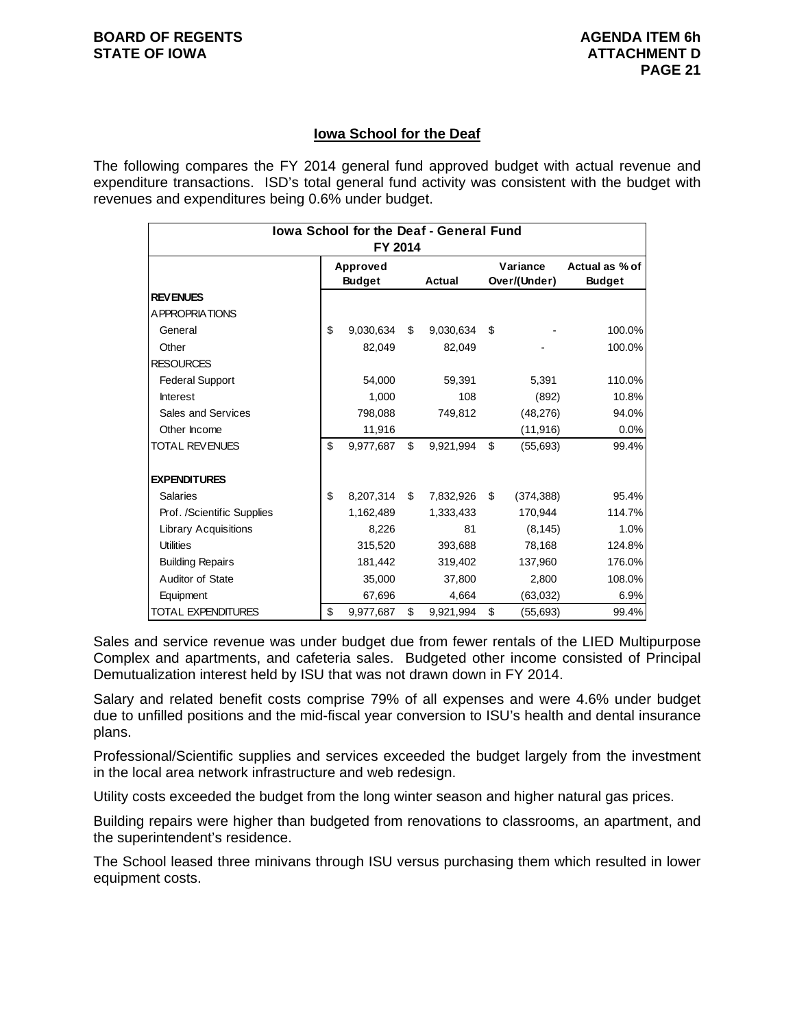## Iowa School for the Deaf

The following compares the FY 2014 general fund approved budget with actual revenue and expenditure transactions. ISD's total general fund activity was consistent with the budget with revenues and expenditures being 0.6% under budget.

| Iowa School for the Deaf - General Fund FY 2014 | | | | |
|---|---|---|---|---|
| | Approved Budget | Actual | Variance Over/(Under) | Actual as % of Budget |
| **REVENUES** | | | | |
| APPROPRIATIONS | | | | |
| General | $ 9,030,634 | $ 9,030,634 | $ - | 100.0% |
| Other | 82,049 | 82,049 | - | 100.0% |
| RESOURCES | | | | |
| Federal Support | 54,000 | 59,391 | 5,391 | 110.0% |
| Interest | 1,000 | 108 | (892) | 10.8% |
| Sales and Services | 798,088 | 749,812 | (48,276) | 94.0% |
| Other Income | 11,916 | | (11,916) | 0.0% |
| TOTAL REVENUES | $ 9,977,687 | $ 9,921,994 | $ (55,693) | 99.4% |
| | | | | |
| **EXPENDITURES** | | | | |
| Salaries | $ 8,207,314 | $ 7,832,926 | $ (374,388) | 95.4% |
| Prof. /Scientific Supplies | 1,162,489 | 1,333,433 | 170,944 | 114.7% |
| Library Acquisitions | 8,226 | 81 | (8,145) | 1.0% |
| Utilities | 315,520 | 393,688 | 78,168 | 124.8% |
| Building Repairs | 181,442 | 319,402 | 137,960 | 176.0% |
| Auditor of State | 35,000 | 37,800 | 2,800 | 108.0% |
| Equipment | 67,696 | 4,664 | (63,032) | 6.9% |
| TOTAL EXPENDITURES | $ 9,977,687 | $ 9,921,994 | $ (55,693) | 99.4% |

Sales and service revenue was under budget due from fewer rentals of the LIED Multipurpose Complex and apartments, and cafeteria sales. Budgeted other income consisted of Principal Demutualization interest held by ISU that was not drawn down in FY 2014.

Salary and related benefit costs comprise 79% of all expenses and were 4.6% under budget due to unfilled positions and the mid-fiscal year conversion to ISU's health and dental insurance plans.

Professional/Scientific supplies and services exceeded the budget largely from the investment in the local area network infrastructure and web redesign.

Utility costs exceeded the budget from the long winter season and higher natural gas prices.

Building repairs were higher than budgeted from renovations to classrooms, an apartment, and the superintendent's residence.

The School leased three minivans through ISU versus purchasing them which resulted in lower equipment costs.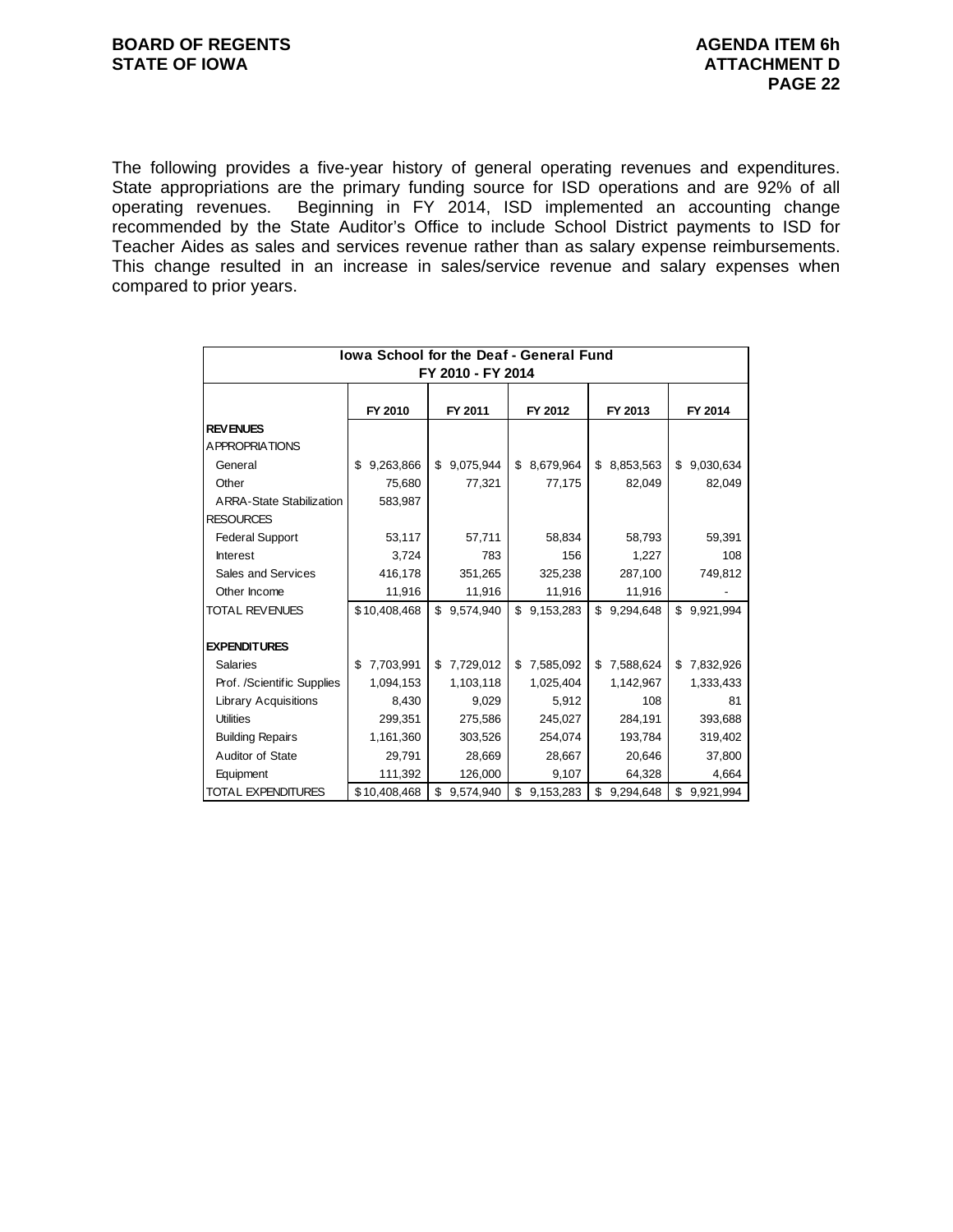The following provides a five-year history of general operating revenues and expenditures. State appropriations are the primary funding source for ISD operations and are 92% of all operating revenues. Beginning in FY 2014, ISD implemented an accounting change recommended by the State Auditor's Office to include School District payments to ISD for Teacher Aides as sales and services revenue rather than as salary expense reimbursements. This change resulted in an increase in sales/service revenue and salary expenses when compared to prior years.

| Iowa School for the Deaf - General Fund FY 2010 - FY 2014 | | | | | |
|---|---|---|---|---|---|
| | FY 2010 | FY 2011 | FY 2012 | FY 2013 | FY 2014 |
| **REVENUES** | | | | | |
| APPROPRIATIONS | | | | | |
| General | $ 9,263,866 | $ 9,075,944 | $ 8,679,964 | $ 8,853,563 | $ 9,030,634 |
| Other | 75,680 | 77,321 | 77,175 | 82,049 | 82,049 |
| ARRA-State Stabilization | 583,987 | | | | |
| RESOURCES | | | | | |
| Federal Support | 53,117 | 57,711 | 58,834 | 58,793 | 59,391 |
| Interest | 3,724 | 783 | 156 | 1,227 | 108 |
| Sales and Services | 416,178 | 351,265 | 325,238 | 287,100 | 749,812 |
| Other Income | 11,916 | 11,916 | 11,916 | 11,916 | - |
| TOTAL REVENUES | $10,408,468 | $ 9,574,940 | $ 9,153,283 | $ 9,294,648 | $ 9,921,994 |
| **EXPENDITURES** | | | | | |
| Salaries | $ 7,703,991 | $ 7,729,012 | $ 7,585,092 | $ 7,588,624 | $ 7,832,926 |
| Prof. /Scientific Supplies | 1,094,153 | 1,103,118 | 1,025,404 | 1,142,967 | 1,333,433 |
| Library Acquisitions | 8,430 | 9,029 | 5,912 | 108 | 81 |
| Utilities | 299,351 | 275,586 | 245,027 | 284,191 | 393,688 |
| Building Repairs | 1,161,360 | 303,526 | 254,074 | 193,784 | 319,402 |
| Auditor of State | 29,791 | 28,669 | 28,667 | 20,646 | 37,800 |
| Equipment | 111,392 | 126,000 | 9,107 | 64,328 | 4,664 |
| TOTAL EXPENDITURES | $10,408,468 | $ 9,574,940 | $ 9,153,283 | $ 9,294,648 | $ 9,921,994 |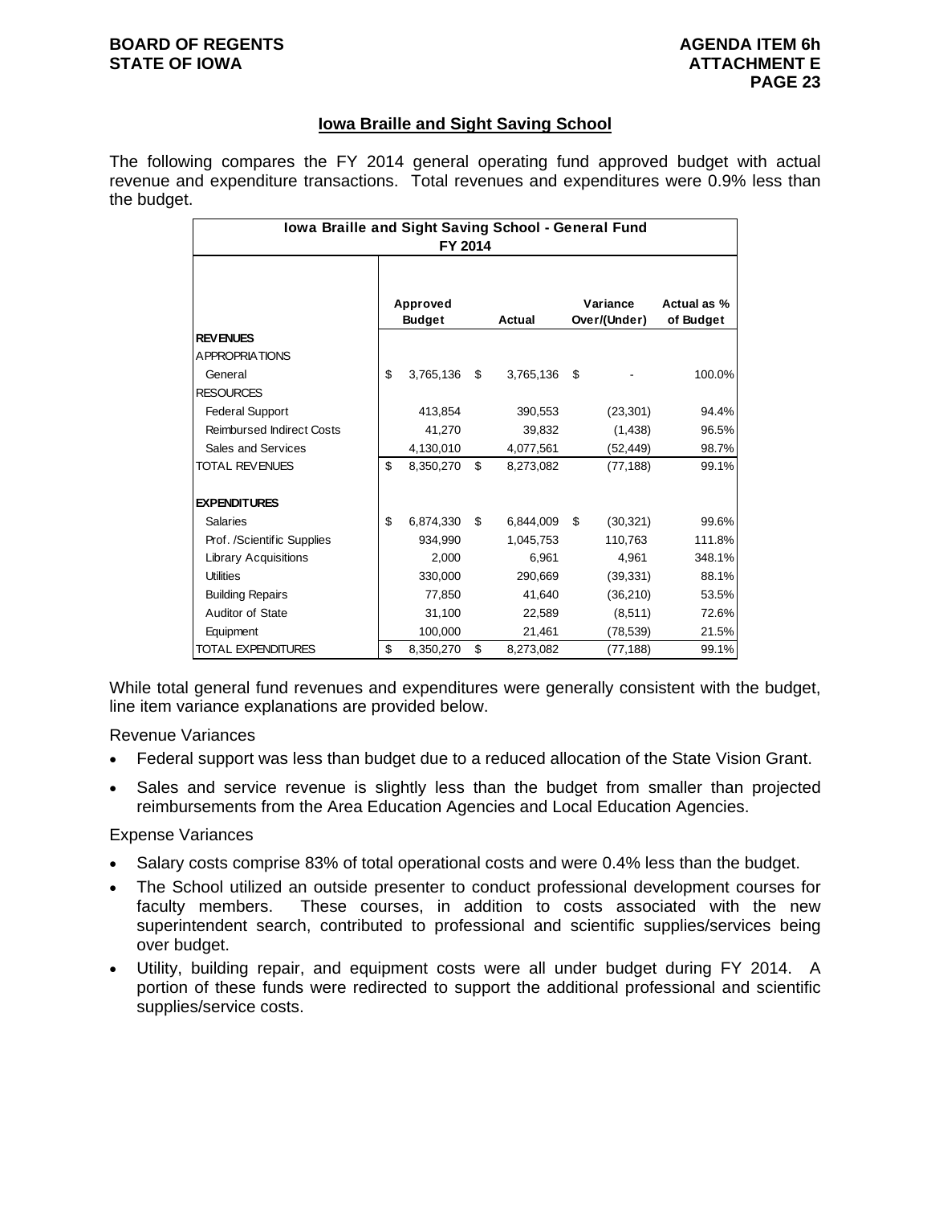## Iowa Braille and Sight Saving School

The following compares the FY 2014 general operating fund approved budget with actual revenue and expenditure transactions. Total revenues and expenditures were 0.9% less than the budget.

| Iowa Braille and Sight Saving School - General Fund FY 2014 | | | | |
|---|---|---|---|---|
| | Approved Budget | Actual | Variance Over/(Under) | Actual as % of Budget |
| **REVENUES** | | | | |
| APPROPRIATIONS | | | | |
| General | $ 3,765,136 | $ 3,765,136 | $ - | 100.0% |
| RESOURCES | | | | |
| Federal Support | 413,854 | 390,553 | (23,301) | 94.4% |
| Reimbursed Indirect Costs | 41,270 | 39,832 | (1,438) | 96.5% |
| Sales and Services | 4,130,010 | 4,077,561 | (52,449) | 98.7% |
| TOTAL REVENUES | $ 8,350,270 | $ 8,273,082 | (77,188) | 99.1% |
| | | | | |
| **EXPENDITURES** | | | | |
| Salaries | $ 6,874,330 | $ 6,844,009 | $ (30,321) | 99.6% |
| Prof. /Scientific Supplies | 934,990 | 1,045,753 | 110,763 | 111.8% |
| Library Acquisitions | 2,000 | 6,961 | 4,961 | 348.1% |
| Utilities | 330,000 | 290,669 | (39,331) | 88.1% |
| Building Repairs | 77,850 | 41,640 | (36,210) | 53.5% |
| Auditor of State | 31,100 | 22,589 | (8,511) | 72.6% |
| Equipment | 100,000 | 21,461 | (78,539) | 21.5% |
| TOTAL EXPENDITURES | $ 8,350,270 | $ 8,273,082 | (77,188) | 99.1% |

While total general fund revenues and expenditures were generally consistent with the budget, line item variance explanations are provided below.

Revenue Variances

- Federal support was less than budget due to a reduced allocation of the State Vision Grant.
- Sales and service revenue is slightly less than the budget from smaller than projected reimbursements from the Area Education Agencies and Local Education Agencies.

Expense Variances

- Salary costs comprise 83% of total operational costs and were 0.4% less than the budget.
- The School utilized an outside presenter to conduct professional development courses for faculty members. These courses, in addition to costs associated with the new superintendent search, contributed to professional and scientific supplies/services being over budget.
- Utility, building repair, and equipment costs were all under budget during FY 2014. A portion of these funds were redirected to support the additional professional and scientific supplies/service costs.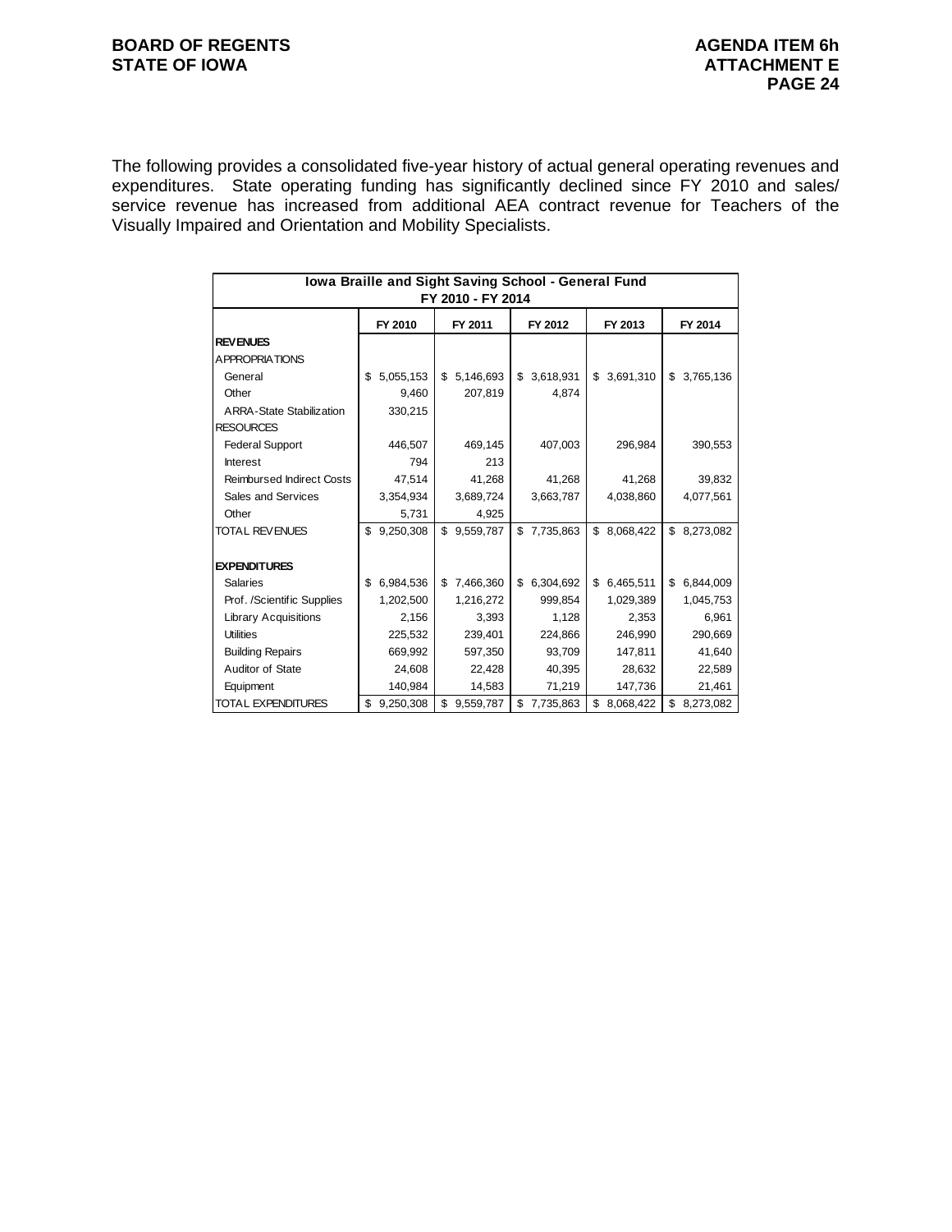The following provides a consolidated five-year history of actual general operating revenues and expenditures. State operating funding has significantly declined since FY 2010 and sales/ service revenue has increased from additional AEA contract revenue for Teachers of the Visually Impaired and Orientation and Mobility Specialists.

| Iowa Braille and Sight Saving School - General Fund FY 2010 - FY 2014 | | | | | |
|---|---|---|---|---|---|
| | FY 2010 | FY 2011 | FY 2012 | FY 2013 | FY 2014 |
| **REVENUES** | | | | | |
| APPROPRIATIONS | | | | | |
| General | $ 5,055,153 | $ 5,146,693 | $ 3,618,931 | $ 3,691,310 | $ 3,765,136 |
| Other | 9,460 | 207,819 | 4,874 | | |
| ARRA-State Stabilization | 330,215 | | | | |
| RESOURCES | | | | | |
| Federal Support | 446,507 | 469,145 | 407,003 | 296,984 | 390,553 |
| Interest | 794 | 213 | | | |
| Reimbursed Indirect Costs | 47,514 | 41,268 | 41,268 | 41,268 | 39,832 |
| Sales and Services | 3,354,934 | 3,689,724 | 3,663,787 | 4,038,860 | 4,077,561 |
| Other | 5,731 | 4,925 | | | |
| TOTAL REVENUES | $ 9,250,308 | $ 9,559,787 | $ 7,735,863 | $ 8,068,422 | $ 8,273,082 |
| | | | | | |
| **EXPENDITURES** | | | | | |
| Salaries | $ 6,984,536 | $ 7,466,360 | $ 6,304,692 | $ 6,465,511 | $ 6,844,009 |
| Prof. /Scientific Supplies | 1,202,500 | 1,216,272 | 999,854 | 1,029,389 | 1,045,753 |
| Library Acquisitions | 2,156 | 3,393 | 1,128 | 2,353 | 6,961 |
| Utilities | 225,532 | 239,401 | 224,866 | 246,990 | 290,669 |
| Building Repairs | 669,992 | 597,350 | 93,709 | 147,811 | 41,640 |
| Auditor of State | 24,608 | 22,428 | 40,395 | 28,632 | 22,589 |
| Equipment | 140,984 | 14,583 | 71,219 | 147,736 | 21,461 |
| TOTAL EXPENDITURES | $ 9,250,308 | $ 9,559,787 | $ 7,735,863 | $ 8,068,422 | $ 8,273,082 |